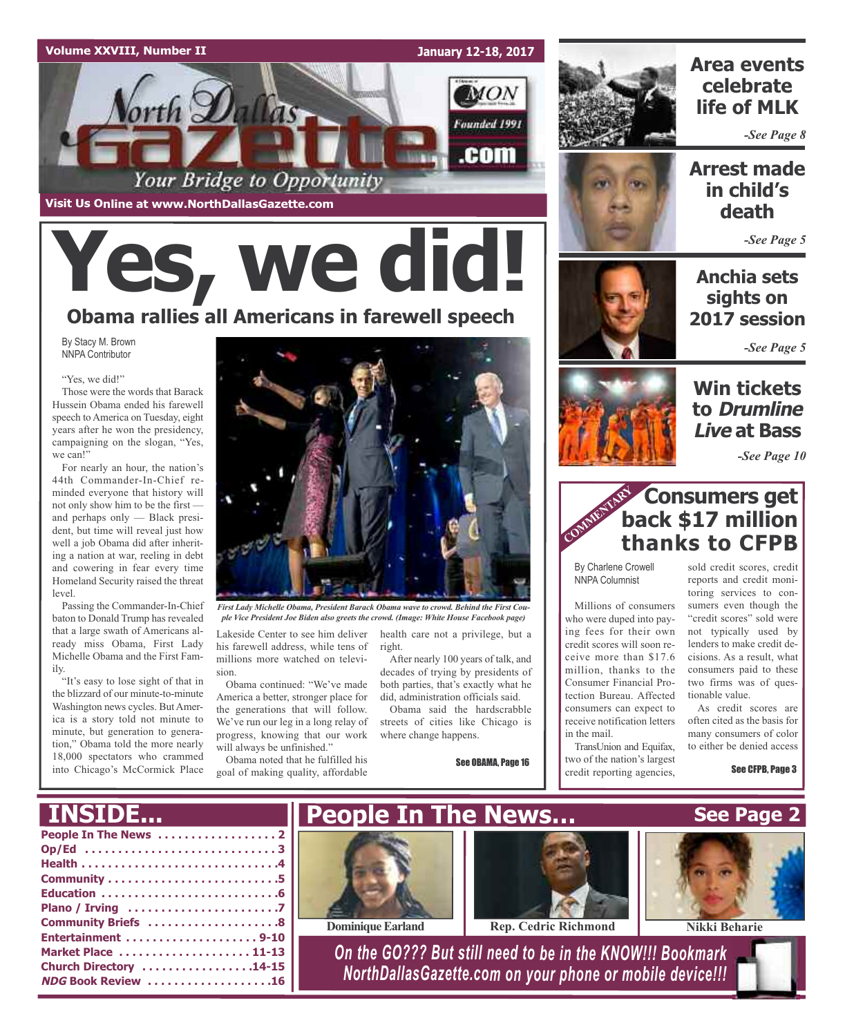Volume XXVIII, Number II

January 12-18, 2017

# North Dallas Gazette

Your Bridge to Opportunity

Founded 1991 .com

Visit Us Online at www.NorthDallasGazette.com

# Yes, we did!

## Obama rallies all Americans in farewell speech

By Stacy M. Brown
NNPA Contributor

"Yes, we did!"

Those were the words that Barack Hussein Obama ended his farewell speech to America on Tuesday, eight years after he won the presidency, campaigning on the slogan, "Yes, we can!"

For nearly an hour, the nation's 44th Commander-In-Chief reminded everyone that history will not only show him to be the first — and perhaps only — Black president, but time will reveal just how well a job Obama did after inheriting a nation at war, reeling in debt and cowering in fear every time Homeland Security raised the threat level.

Passing the Commander-In-Chief baton to Donald Trump has revealed that a large swath of Americans already miss Obama, First Lady Michelle Obama and the First Family.

"It's easy to lose sight of that in the blizzard of our minute-to-minute Washington news cycles. But America is a story told not minute to minute, but generation to generation," Obama told the more nearly 18,000 spectators who crammed into Chicago's McCormick Place Lakeside Center to see him deliver his farewell address, while tens of millions more watched on television.

*First Lady Michelle Obama, President Barack Obama wave to crowd. Behind the First Couple Vice President Joe Biden also greets the crowd. (Image: White House Facebook page)*

Obama continued: "We've made America a better, stronger place for the generations that will follow. We've run our leg in a long relay of progress, knowing that our work will always be unfinished."

Obama noted that he fulfilled his goal of making quality, affordable health care not a privilege, but a right.

After nearly 100 years of talk, and decades of trying by presidents of both parties, that's exactly what he did, administration officials said.

Obama said the hardscrabble streets of cities like Chicago is where change happens.

See OBAMA, Page 16

## Area events celebrate life of MLK

*-See Page 8*

## Arrest made in child's death

*-See Page 5*

## Anchia sets sights on 2017 session

*-See Page 5*

## Win tickets to *Drumline Live* at Bass

*-See Page 10*

COMMENTARY

## Consumers get back $17 million thanks to CFPB

By Charlene Crowell
NNPA Columnist

Millions of consumers who were duped into paying fees for their own credit scores will soon receive more than $17.6 million, thanks to the Consumer Financial Protection Bureau. Affected consumers can expect to receive notification letters in the mail.

TransUnion and Equifax, two of the nation's largest credit reporting agencies, sold credit scores, credit reports and credit monitoring services to consumers even though the "credit scores" sold were not typically used by lenders to make credit decisions. As a result, what consumers paid to these two firms was of questionable value.

As credit scores are often cited as the basis for many consumers of color to either be denied access

See CFPB, Page 3

## INSIDE...

- People In The News ..................2
- Op/Ed ..................3
- Health ..................4
- Community ..................5
- Education ..................6
- Plano / Irving ..................7
- Community Briefs ..................8
- Entertainment ..................9-10
- Market Place ..................11-13
- Church Directory ..................14-15
- *NDG* Book Review ..................16

## People In The News...

See Page 2

Dominique Earland

Rep. Cedric Richmond

Nikki Beharie

*On the GO??? But still need to be in the KNOW!!! Bookmark NorthDallasGazette.com on your phone or mobile device!!!*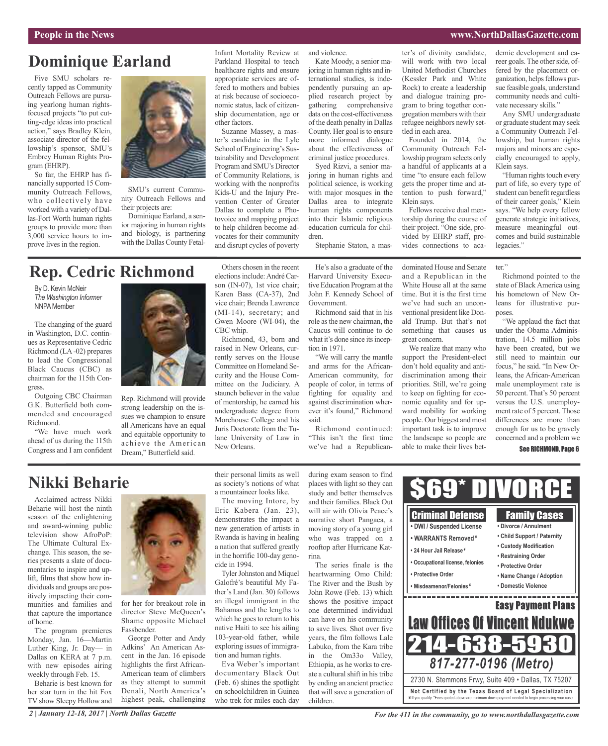## Dominique Earland

Five SMU scholars recently tapped as Community Outreach Fellows are pursuing yearlong human rights-focused projects "to put cutting-edge ideas into practical action," says Bradley Klein, associate director of the fellowship's sponsor, SMU's Embrey Human Rights Program (EHRP).

So far, the EHRP has financially supported 15 Community Outreach Fellows, who collectively have worked with a variety of Dallas-Fort Worth human rights groups to provide more than 3,000 service hours to improve lives in the region.

SMU's current Community Outreach Fellows and their projects are:

Dominique Earland, a senior majoring in human rights and biology, is partnering with the Dallas County Fetal-Infant Mortality Review at Parkland Hospital to teach healthcare rights and ensure appropriate services are offered to mothers and babies at risk because of socioeconomic status, lack of citizenship documentation, age or other factors.

Suzanne Massey, a master's candidate in the Lyle School of Engineering's Sustainability and Development Program and SMU's Director of Community Relations, is working with the nonprofits Kids-U and the Injury Prevention Center of Greater Dallas to complete a Photovoice and mapping project to help children become advocates for their community and disrupt cycles of poverty and violence.

Kate Moody, a senior majoring in human rights and international studies, is independently pursuing an applied research project by gathering comprehensive data on the cost-effectiveness of the death penalty in Dallas County. Her goal is to ensure more informed dialogue about the effectiveness of criminal justice procedures.

Syed Rizvi, a senior majoring in human rights and political science, is working with major mosques in the Dallas area to integrate human rights components into their Islamic religious education curricula for children.

Stephanie Staton, a master's of divinity candidate, will work with two local United Methodist Churches (Kessler Park and White Rock) to create a leadership and dialogue training program to bring together congregation members with their refugee neighbors newly settled in each area.

Founded in 2014, the Community Outreach Fellowship program selects only a handful of applicants at a time "to ensure each fellow gets the proper time and attention to push forward," Klein says.

Fellows receive dual mentorship during the course of their project. "One side, provided by EHRP staff, provides connections to academic development and career goals. The other side, offered by the placement organization, helps fellows pursue feasible goals, understand community needs and cultivate necessary skills."

Any SMU undergraduate or graduate student may seek a Community Outreach Fellowship, but human rights majors and minors are especially encouraged to apply, Klein says.

"Human rights touch every part of life, so every type of student can benefit regardless of their career goals," Klein says. "We help every fellow generate strategic initiatives, measure meaningful outcomes and build sustainable legacies."

## Rep. Cedric Richmond

By D. Kevin McNeir
*The Washington Informer*
NNPA Member

The changing of the guard in Washington, D.C. continues as Representative Cedric Richmond (LA-02) prepares to lead the Congressional Black Caucus (CBC) as chairman for the 115th Congress.

Outgoing CBC Chairman G.K. Butterfield both commended and encouraged Richmond.

"We have much work ahead of us during the 115th Congress and I am confident Rep. Richmond will provide strong leadership on the issues we champion to ensure all Americans have an equal and equitable opportunity to achieve the American Dream," Butterfield said.

Others chosen in the recent elections include: André Carson (IN-07), 1st vice chair; Karen Bass (CA-37), 2nd vice chair; Brenda Lawrence (MI-14), secretary; and Gwen Moore (WI-04), the CBC whip.

Richmond, 43, born and raised in New Orleans, currently serves on the House Committee on Homeland Security and the House Committee on the Judiciary. A staunch believer in the value of mentorship, he earned his undergraduate degree from Morehouse College and his Juris Doctorate from the Tulane University of Law in New Orleans.

He's also a graduate of the Harvard University Executive Education Program at the John F. Kennedy School of Government.

Richmond said that in his role as the new chairman, the Caucus will continue to do what it's done since its inception in 1971.

"We will carry the mantle and arms for the African-American community, for people of color, in terms of fighting for equality and against discrimination wherever it's found," Richmond said.

Richmond continued: "This isn't the first time we've had a Republican-dominated House and Senate and a Republican in the White House all at the same time. But it is the first time we've had such an unconventional president like Donald Trump. But that's not something that causes us great concern.

We realize that many who support the President-elect don't hold equality and anti-discrimination among their priorities. Still, we're going to keep on fighting for economic equality and for upward mobility for working people. Our biggest and most important task is to improve the landscape so people are able to make their lives better."

Richmond pointed to the state of Black America using his hometown of New Orleans for illustrative purposes.

"We applaud the fact that under the Obama Administration, 14.5 million jobs have been created, but we still need to maintain our focus," he said. "In New Orleans, the African-American male unemployment rate is 50 percent. That's 50 percent versus the U.S. unemployment rate of 5 percent. Those differences are more than enough for us to be gravely concerned and a problem we

See RICHMOND, Page 6

## Nikki Beharie

Acclaimed actress Nikki Beharie will host the ninth season of the enlightening and award-winning public television show AfroPoP: The Ultimate Cultural Exchange. This season, the series presents a slate of documentaries to inspire and uplift, films that show how individuals and groups are positively impacting their communities and families and that capture the importance of home.

The program premieres Monday, Jan. 16—Martin Luther King, Jr. Day— in Dallas on KERA at 7 p.m. with new episodes airing weekly through Feb. 15.

Beharie is best known for her star turn in the hit Fox TV show Sleepy Hollow and for her breakout role in director Steve McQueen's Shame opposite Michael Fassbender.

George Potter and Andy Adkins' An American Ascent in the Jan. 16 episode highlights the first African-American team of climbers as they attempt to summit Denali, North America's highest peak, challenging their personal limits as well as society's notions of what a mountaineer looks like.

The moving Intore, by Eric Kabera (Jan. 23), demonstrates the impact a new generation of artists in Rwanda is having in healing a nation that suffered greatly in the horrific 100-day genocide in 1994.

Tyler Johnston and Miquel Galofré's beautiful My Father's Land (Jan. 30) follows an illegal immigrant in the Bahamas and the lengths to which he goes to return to his native Haiti to see his ailing 103-year-old father, while exploring issues of immigration and human rights.

Eva Weber's important documentary Black Out (Feb. 6) shines the spotlight on schoolchildren in Guinea who trek for miles each day during exam season to find places with light so they can study and better themselves and their families. Black Out will air with Olivia Peace's narrative short Pangaea, a moving story of a young girl who was trapped on a rooftop after Hurricane Katrina.

The series finale is the heartwarming Omo Child: The River and the Bush by John Rowe (Feb. 13) which shows the positive impact one determined individual can have on his community to save lives. Shot over five years, the film follows Lale Labuko, from the Kara tribe in the Om33o Valley, Ethiopia, as he works to create a cultural shift in his tribe by ending an ancient practice that will save a generation of children.

**$69* DIVORCE**

**Criminal Defense**
- DWI / Suspended License
- WARRANTS Removed ¥
- 24 Hour Jail Release ¥
- Occupational license, felonies
- Protective Order
- Misdeamenor/Felonies ¥

**Family Cases**
- Divorce / Annulment
- Child Support / Paternity
- Custody Modification
- Restraining Order
- Protective Order
- Name Change / Adoption
- Domestic Violence

**Easy Payment Plans**

**Law Offices Of Vincent Ndukwe**

**214-638-5930**

**817-277-0196 (Metro)**

2730 N. Stemmons Frwy, Suite 409 • Dallas, TX 75207

**Not Certified by the Texas Board of Legal Specialization**
¥ If you qualify. *Fees quoted above are minimum down payment needed to begin processing your case.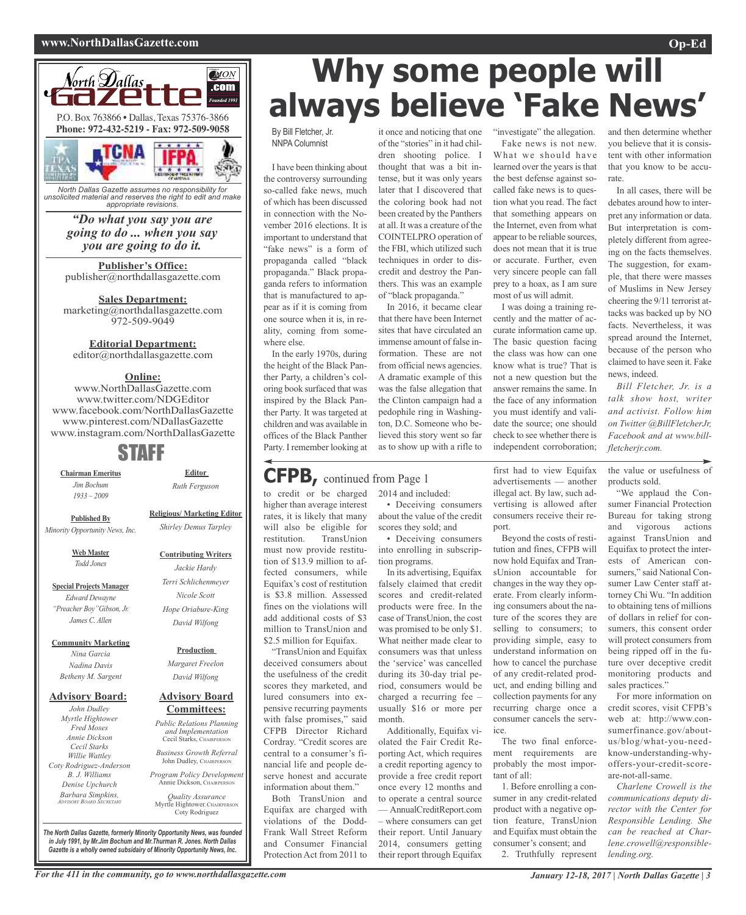North Dallas Gazette

P.O. Box 763866 • Dallas, Texas 75376-3866
**Phone: 972-432-5219 - Fax: 972-509-9058**

*North Dallas Gazette assumes no responsibility for unsolicited material and reserves the right to edit and make appropriate revisions.*

***"Do what you say you are going to do ... when you say you are going to do it.***

**Publisher's Office:**
publisher@northdallasgazette.com

**Sales Department:**
marketing@northdallasgazette.com
972-509-9049

**Editorial Department:**
editor@northdallasgazette.com

**Online:**
www.NorthDallasGazette.com
www.twitter.com/NDGEditor
www.facebook.com/NorthDallasGazette
www.pinterest.com/NDallasGazette
www.instagram.com/NorthDallasGazette

## STAFF

**Chairman Emeritus**
*Jim Bochum*
*1933 – 2009*

**Published By**
*Minority Opportunity News, Inc.*

**Web Master**
*Todd Jones*

**Special Projects Manager**
*Edward Dewayne "Preacher Boy" Gibson, Jr.*
*James C. Allen*

**Community Marketing**
*Nina Garcia*
*Nadina Davis*
*Betheny M. Sargent*

**Advisory Board:**
*John Dudley*
*Myrtle Hightower*
*Fred Moses*
*Annie Dickson*
*Cecil Starks*
*Willie Wattley*
*Coty Rodriguez-Anderson*
*B. J. Williams*
*Denise Upchurch*
*Barbara Simpkins, Advisory Board Secretary*

**Editor**
*Ruth Ferguson*

**Religious/ Marketing Editor**
*Shirley Demus Tarpley*

**Contributing Writers**
*Jackie Hardy*
*Terri Schlichenmeyer*
*Nicole Scott*
*Hope Oriabure-King*
*David Wilfong*

**Production**
*Margaret Freelon*
*David Wilfong*

**Advisory Board Committees:**

*Public Relations Planning and Implementation*
Cecil Starks, Chairperson

*Business Growth Referral*
John Dudley, Chairperson

*Program Policy Development*
Annie Dickson, Chairperson

*Quality Assurance*
Myrtle Hightower, Chairperson
Coty Rodriguez

***The North Dallas Gazette, formerly Minority Opportunity News, was founded in July 1991, by Mr.Jim Bochum and Mr.Thurman R. Jones. North Dallas Gazette is a wholly owned subsidairy of Minority Opportunity News, Inc.***

# Why some people will always believe 'Fake News'

By Bill Fletcher, Jr.
NNPA Columnist

I have been thinking about the controversy surrounding so-called fake news, much of which has been discussed in connection with the November 2016 elections. It is important to understand that "fake news" is a form of propaganda called "black propaganda." Black propaganda refers to information that is manufactured to appear as if it is coming from one source when it is, in reality, coming from somewhere else.

In the early 1970s, during the height of the Black Panther Party, a children's coloring book surfaced that was inspired by the Black Panther Party. It was targeted at children and was available in offices of the Black Panther Party. I remember looking at it once and noticing that one of the "stories" in it had children shooting police. I thought that was a bit intense, but it was only years later that I discovered that the coloring book had not been created by the Panthers at all. It was a creature of the COINTELPRO operation of the FBI, which utilized such techniques in order to discredit and destroy the Panthers. This was an example of "black propaganda."

In 2016, it became clear that there have been Internet sites that have circulated an immense amount of false information. These are not from official news agencies. A dramatic example of this was the false allegation that the Clinton campaign had a pedophile ring in Washington, D.C. Someone who believed this story went so far as to show up with a rifle to "investigate" the allegation.

Fake news is not new. What we should have learned over the years is that the best defense against so-called fake news is to question what you read. The fact that something appears on the Internet, even from what appear to be reliable sources, does not mean that it is true or accurate. Further, even very sincere people can fall prey to a hoax, as I am sure most of us will admit.

I was doing a training recently and the matter of accurate information came up. The basic question facing the class was how can one know what is true? That is not a new question but the answer remains the same. In the face of any information you must identify and validate the source; one should check to see whether there is independent corroboration; and then determine whether you believe that it is consistent with other information that you know to be accurate.

In all cases, there will be debates around how to interpret any information or data. But interpretation is completely different from agreeing on the facts themselves. The suggestion, for example, that there were masses of Muslims in New Jersey cheering the 9/11 terrorist attacks was backed up by NO facts. Nevertheless, it was spread around the Internet, because of the person who claimed to have seen it. Fake news, indeed.

*Bill Fletcher, Jr. is a talk show host, writer and activist. Follow him on Twitter @BillFletcherJr, Facebook and at www.billfletcherjr.com.*

## CFPB, continued from Page 1

to credit or be charged higher than average interest rates, it is likely that many will also be eligible for restitution. TransUnion must now provide restitution of $13.9 million to affected consumers, while Equifax's cost of restitution is $3.8 million. Assessed fines on the violations will add additional costs of $3 million to TransUnion and $2.5 million for Equifax.

"TransUnion and Equifax deceived consumers about the usefulness of the credit scores they marketed, and lured consumers into expensive recurring payments with false promises," said CFPB Director Richard Cordray. "Credit scores are central to a consumer's financial life and people deserve honest and accurate information about them."

Both TransUnion and Equifax are charged with violations of the Dodd-Frank Wall Street Reform and Consumer Financial Protection Act from 2011 to 2014 and included:

- Deceiving consumers about the value of the credit scores they sold; and
- Deceiving consumers into enrolling in subscription programs.

In its advertising, Equifax falsely claimed that credit scores and credit-related products were free. In the case of TransUnion, the cost was promised to be only $1. What neither made clear to consumers was that unless the 'service' was cancelled during its 30-day trial period, consumers would be charged a recurring fee – usually $16 or more per month.

Additionally, Equifax violated the Fair Credit Reporting Act, which requires a credit reporting agency to provide a free credit report once every 12 months and to operate a central source — AnnualCreditReport.com – where consumers can get their report. Until January 2014, consumers getting their report through Equifax first had to view Equifax advertisements — another illegal act. By law, such advertising is allowed after consumers receive their report.

Beyond the costs of restitution and fines, CFPB will now hold Equifax and TransUnion accountable for changes in the way they operate. From clearly informing consumers about the nature of the scores they are selling to consumers; to providing simple, easy to understand information on how to cancel the purchase of any credit-related product, and ending billing and collection payments for any recurring charge once a consumer cancels the service.

The two final enforcement requirements are probably the most important of all:

1. Before enrolling a consumer in any credit-related product with a negative option feature, TransUnion and Equifax must obtain the consumer's consent; and
2. Truthfully represent the value or usefulness of products sold.

"We applaud the Consumer Financial Protection Bureau for taking strong and vigorous actions against TransUnion and Equifax to protect the interests of American consumers," said National Consumer Law Center staff attorney Chi Wu. "In addition to obtaining tens of millions of dollars in relief for consumers, this consent order will protect consumers from being ripped off in the future over deceptive credit monitoring products and sales practices."

For more information on credit scores, visit CFPB's web at: http://www.consumerfinance.gov/aboutus/blog/what-you-need-know-understanding-why-offers-your-credit-score-are-not-all-same.

*Charlene Crowell is the communications deputy director with the Center for Responsible Lending. She can be reached at Charlene.crowell@responsiblelending.org.*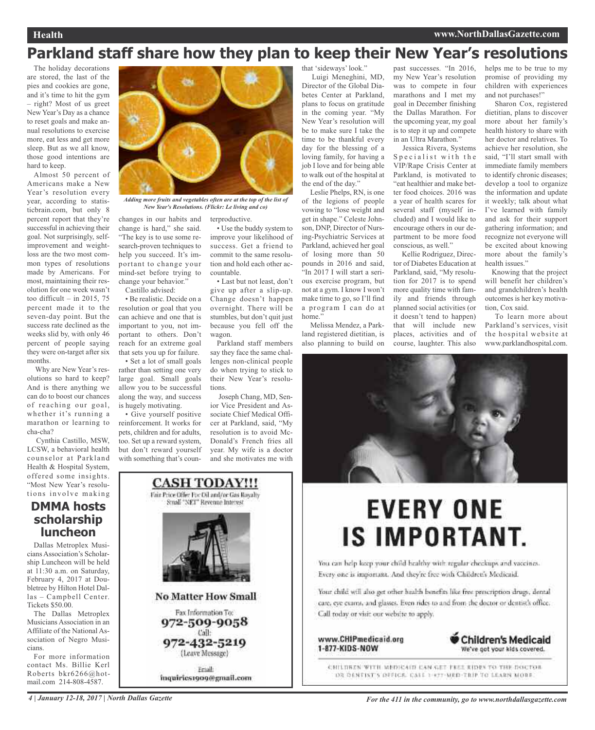# Parkland staff share how they plan to keep their New Year's resolutions

The holiday decorations are stored, the last of the pies and cookies are gone, and it's time to hit the gym – right? Most of us greet New Year's Day as a chance to reset goals and make annual resolutions to exercise more, eat less and get more sleep. But as we all know, those good intentions are hard to keep.

Almost 50 percent of Americans make a New Year's resolution every year, according to statisticbrain.com, but only 8 percent report that they're successful in achieving their goal. Not surprisingly, self-improvement and weight-loss are the two most common types of resolutions made by Americans. For most, maintaining their resolution for one week wasn't too difficult – in 2015, 75 percent made it to the seven-day point. But the success rate declined as the weeks slid by, with only 46 percent of people saying they were on-target after six months.

Why are New Year's resolutions so hard to keep? And is there anything we can do to boost our chances of reaching our goal, whether it's running a marathon or learning to cha-cha?

Cynthia Castillo, MSW, LCSW, a behavioral health counselor at Parkland Health & Hospital System, offered some insights. "Most New Year's resolutions involve making changes in our habits and change is hard," she said. "The key is to use some research-proven techniques to help you succeed. It's important to change your mind-set before trying to change your behavior."

*Adding more fruits and vegetables often are at the top of the list of New Year's Resolutions. (Flickr: Le living and co)*

Castillo advised:

- Be realistic. Decide on a resolution or goal that you can achieve and one that is important to you, not important to others. Don't reach for an extreme goal that sets you up for failure.
- Set a lot of small goals rather than setting one very large goal. Small goals allow you to be successful along the way, and success is hugely motivating.
- Give yourself positive reinforcement. It works for pets, children and for adults, too. Set up a reward system, but don't reward yourself with something that's counterproductive.
- Use the buddy system to improve your likelihood of success. Get a friend to commit to the same resolution and hold each other accountable.
- Last but not least, don't give up after a slip-up. Change doesn't happen overnight. There will be stumbles, but don't quit just because you fell off the wagon.

Parkland staff members say they face the same challenges non-clinical people do when trying to stick to their New Year's resolutions.

Joseph Chang, MD, Senior Vice President and Associate Chief Medical Officer at Parkland, said, "My resolution is to avoid McDonald's French fries all year. My wife is a doctor and she motivates me with that 'sideways' look."

Luigi Meneghini, MD, Director of the Global Diabetes Center at Parkland, plans to focus on gratitude in the coming year. "My New Year's resolution will be to make sure I take the time to be thankful every day for the blessing of a loving family, for having a job I love and for being able to walk out of the hospital at the end of the day."

Leslie Phelps, RN, is one of the legions of people vowing to "lose weight and get in shape." Celeste Johnson, DNP, Director of Nursing-Psychiatric Services at Parkland, achieved her goal of losing more than 50 pounds in 2016 and said, "In 2017 I will start a serious exercise program, but not at a gym. I know I won't make time to go, so I'll find a program I can do at home."

Melissa Mendez, a Parkland registered dietitian, is also planning to build on past successes. "In 2016, my New Year's resolution was to compete in four marathons and I met my goal in December finishing the Dallas Marathon. For the upcoming year, my goal is to step it up and compete in an Ultra Marathon."

Jessica Rivera, Systems Specialist with the VIP/Rape Crisis Center at Parkland, is motivated to "eat healthier and make better food choices. 2016 was a year of health scares for several staff (myself included) and I would like to encourage others in our department to be more food conscious, as well."

Kellie Rodriguez, Director of Diabetes Education at Parkland, said, "My resolution for 2017 is to spend more quality time with family and friends through planned social activities (or it doesn't tend to happen) that will include new places, activities and of course, laughter. This also helps me to be true to my promise of providing my children with experiences and not purchases!"

Sharon Cox, registered dietitian, plans to discover more about her family's health history to share with her doctor and relatives. To achieve her resolution, she said, "I'll start small with immediate family members to identify chronic diseases; develop a tool to organize the information and update it weekly; talk about what I've learned with family and ask for their support gathering information; and recognize not everyone will be excited about knowing more about the family's health issues."

Knowing that the project will benefit her children's and grandchildren's health outcomes is her key motivation, Cox said.

To learn more about Parkland's services, visit the hospital website at www.parklandhospital.com.

## DMMA hosts scholarship luncheon

Dallas Metroplex Musicians Association's Scholarship Luncheon will be held at 11:30 a.m. on Saturday, February 4, 2017 at Doubletree by Hilton Hotel Dallas – Campbell Center. Tickets $50.00.

The Dallas Metroplex Musicians Association in an Affiliate of the National Association of Negro Musicians.

For more information contact Ms. Billie Kerl Roberts bkr6266@hotmail.com 214-808-4587.

**CASH TODAY!!!**

Fair Price Offer For Oil and/or Gas Royalty Small "NET" Revenue Interest

**No Matter How Small**

Fax Information To: 972-509-9058

Call: 972-432-5219 (Leave Message)

Email: inquiries1909@gmail.com

# EVERY ONE IS IMPORTANT.

You can help keep your child healthy with regular checkups and vaccines. Every one is important. And they're free with Children's Medicaid.

Your child will also get other health benefits like free prescription drugs, dental care, eye exams, and glasses. Even rides to and from the doctor or dentist's office. Call today or visit our website to apply.

www.CHIPmedicaid.org
1-877-KIDS-NOW

Children's Medicaid — We've got your kids covered.

CHILDREN WITH MEDICAID CAN GET FREE RIDES TO THE DOCTOR OR DENTIST'S OFFICE. CALL 1-877-MED-TRIP TO LEARN MORE.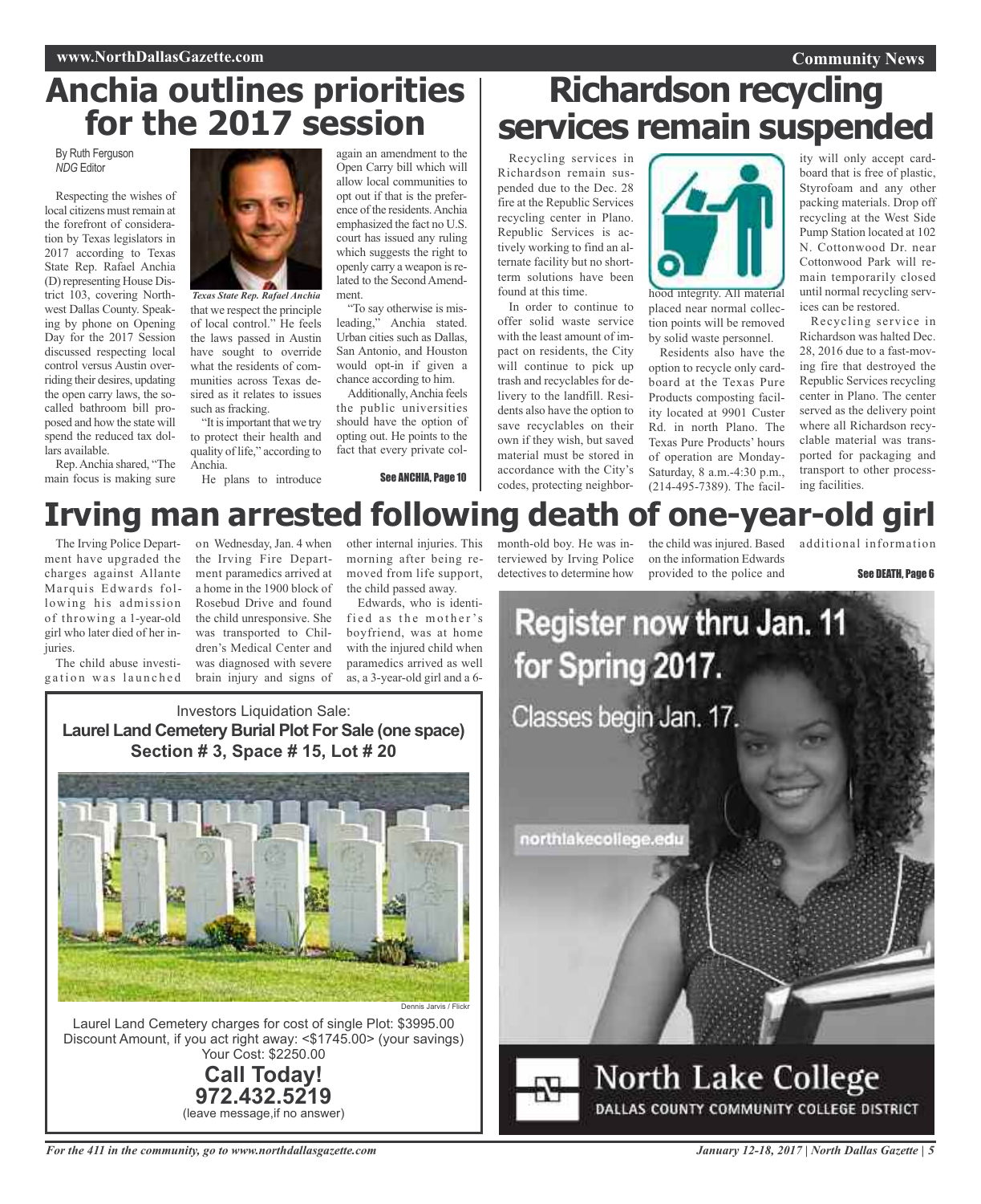# Anchia outlines priorities for the 2017 session

By Ruth Ferguson
*NDG* Editor

Respecting the wishes of local citizens must remain at the forefront of consideration by Texas legislators in 2017 according to Texas State Rep. Rafael Anchia (D) representing House District 103, covering Northwest Dallas County. Speaking by phone on Opening Day for the 2017 Session discussed respecting local control versus Austin overriding their desires, updating the open carry laws, the so-called bathroom bill proposed and how the state will spend the reduced tax dollars available.

*Texas State Rep. Rafael Anchia*

Rep. Anchia shared, "The main focus is making sure that we respect the principle of local control." He feels the laws passed in Austin have sought to override what the residents of communities across Texas desired as it relates to issues such as fracking.

"It is important that we try to protect their health and quality of life," according to Anchia.

He plans to introduce again an amendment to the Open Carry bill which will allow local communities to opt out if that is the preference of the residents. Anchia emphasized the fact no U.S. court has issued any ruling which suggests the right to openly carry a weapon is related to the Second Amendment.

"To say otherwise is misleading," Anchia stated. Urban cities such as Dallas, San Antonio, and Houston would opt-in if given a chance according to him.

Additionally, Anchia feels the public universities should have the option of opting out. He points to the fact that every private col-

See ANCHIA, Page 10

# Richardson recycling services remain suspended

Recycling services in Richardson remain suspended due to the Dec. 28 fire at the Republic Services recycling center in Plano. Republic Services is actively working to find an alternate facility but no short-term solutions have been found at this time.

In order to continue to offer solid waste service with the least amount of impact on residents, the City will continue to pick up trash and recyclables for delivery to the landfill. Residents also have the option to save recyclables on their own if they wish, but saved material must be stored in accordance with the City's codes, protecting neighborhood integrity. All material placed near normal collection points will be removed by solid waste personnel.

Residents also have the option to recycle only cardboard at the Texas Pure Products composting facility located at 9901 Custer Rd. in north Plano. The Texas Pure Products' hours of operation are Monday-Saturday, 8 a.m.-4:30 p.m., (214-495-7389). The facility will only accept cardboard that is free of plastic, Styrofoam and any other packing materials. Drop off recycling at the West Side Pump Station located at 102 N. Cottonwood Dr. near Cottonwood Park will remain temporarily closed until normal recycling services can be restored.

Recycling service in Richardson was halted Dec. 28, 2016 due to a fast-moving fire that destroyed the Republic Services recycling center in Plano. The center served as the delivery point where all Richardson recyclable material was transported for packaging and transport to other processing facilities.

# Irving man arrested following death of one-year-old girl

The Irving Police Department have upgraded the charges against Allante Marquis Edwards following his admission of throwing a 1-year-old girl who later died of her injuries.

The child abuse investigation was launched on Wednesday, Jan. 4 when the Irving Fire Department paramedics arrived at a home in the 1900 block of Rosebud Drive and found the child unresponsive. She was transported to Children's Medical Center and was diagnosed with severe brain injury and signs of other internal injuries. This morning after being removed from life support, the child passed away.

Edwards, who is identified as the mother's boyfriend, was at home with the injured child when paramedics arrived as well as, a 3-year-old girl and a 6-month-old boy. He was interviewed by Irving Police detectives to determine how the child was injured. Based on the information Edwards provided to the police and additional information

See DEATH, Page 6

Investors Liquidation Sale:
**Laurel Land Cemetery Burial Plot For Sale (one space)**
**Section # 3, Space # 15, Lot # 20**

Dennis Jarvis / Flickr

Laurel Land Cemetery charges for cost of single Plot: $3995.00
Discount Amount, if you act right away: <$1745.00> (your savings)
Your Cost: $2250.00

**Call Today!**
**972.432.5219**
(leave message,if no answer)

Register now thru Jan. 11 for Spring 2017.

Classes begin Jan. 17.

northlakecollege.edu

North Lake College
DALLAS COUNTY COMMUNITY COLLEGE DISTRICT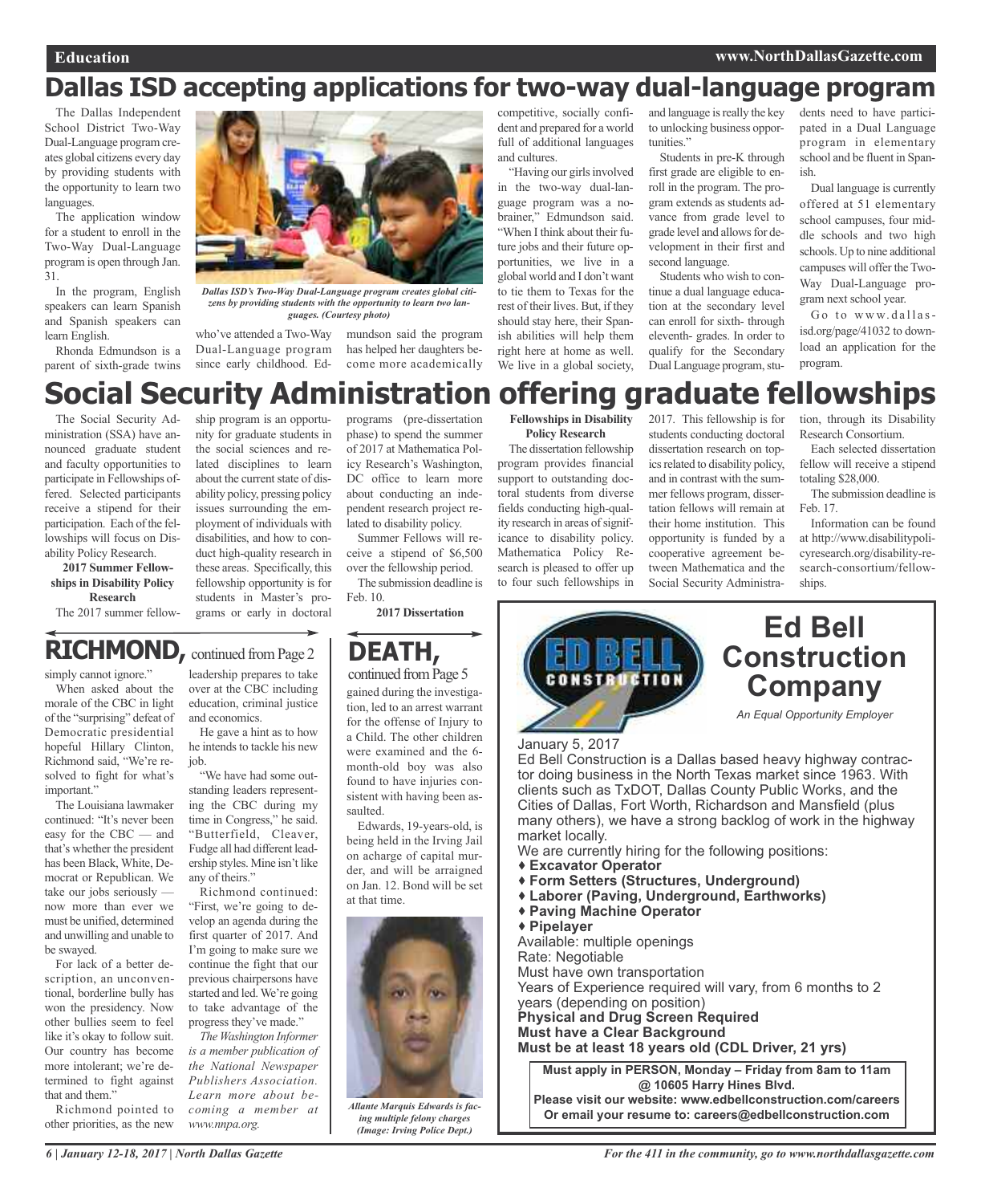# Dallas ISD accepting applications for two-way dual-language program

The Dallas Independent School District Two-Way Dual-Language program creates global citizens every day by providing students with the opportunity to learn two languages.

The application window for a student to enroll in the Two-Way Dual-Language program is open through Jan. 31.

In the program, English speakers can learn Spanish and Spanish speakers can learn English.

Rhonda Edmundson is a parent of sixth-grade twins who've attended a Two-Way Dual-Language program since early childhood. Edmundson said the program has helped her daughters become more academically competitive, socially confident and prepared for a world full of additional languages and cultures.

*Dallas ISD's Two-Way Dual-Language program creates global citizens by providing students with the opportunity to learn two languages. (Courtesy photo)*

"Having our girls involved in the two-way dual-language program was a no-brainer," Edmundson said. "When I think about their future jobs and their future opportunities, we live in a global world and I don't want to tie them to Texas for the rest of their lives. But, if they should stay here, their Spanish abilities will help them right here at home as well. We live in a global society, and language is really the key to unlocking business opportunities."

Students in pre-K through first grade are eligible to enroll in the program. The program extends as students advance from grade level to grade level and allows for development in their first and second language.

Students who wish to continue a dual language education at the secondary level can enroll for sixth- through eleventh- grades. In order to qualify for the Secondary Dual Language program, students need to have participated in a Dual Language program in elementary school and be fluent in Spanish.

Dual language is currently offered at 51 elementary school campuses, four middle schools and two high schools. Up to nine additional campuses will offer the Two-Way Dual-Language program next school year.

Go to www.dallasisd.org/page/41032 to download an application for the program.

# Social Security Administration offering graduate fellowships

The Social Security Administration (SSA) have announced graduate student and faculty opportunities to participate in Fellowships offered. Selected participants receive a stipend for their participation. Each of the fellowships will focus on Disability Policy Research.

**2017 Summer Fellowships in Disability Policy Research**

The 2017 summer fellowship program is an opportunity for graduate students in the social sciences and related disciplines to learn about the current state of disability policy, pressing policy issues surrounding the employment of individuals with disabilities, and how to conduct high-quality research in these areas. Specifically, this fellowship opportunity is for students in Master's programs or early in doctoral programs (pre-dissertation phase) to spend the summer of 2017 at Mathematica Policy Research's Washington, DC office to learn more about conducting an independent research project related to disability policy.

Summer Fellows will receive a stipend of $6,500 over the fellowship period.

The submission deadline is Feb. 10.

**2017 Dissertation Fellowships in Disability Policy Research**

The dissertation fellowship program provides financial support to outstanding doctoral students from diverse fields conducting high-quality research in areas of significance to disability policy. Mathematica Policy Research is pleased to offer up to four such fellowships in 2017. This fellowship is for students conducting doctoral dissertation research on topics related to disability policy, and in contrast with the summer fellows program, dissertation fellows will remain at their home institution. This opportunity is funded by a cooperative agreement between Mathematica and the Social Security Administration, through its Disability Research Consortium.

Each selected dissertation fellow will receive a stipend totaling $28,000.

The submission deadline is Feb. 17.

Information can be found at http://www.disabilitypolicyresearch.org/disability-research-consortium/fellowships.

## RICHMOND, continued from Page 2

simply cannot ignore."

When asked about the morale of the CBC in light of the "surprising" defeat of Democratic presidential hopeful Hillary Clinton, Richmond said, "We're resolved to fight for what's important."

The Louisiana lawmaker continued: "It's never been easy for the CBC — and that's whether the president has been Black, White, Democrat or Republican. We take our jobs seriously — now more than ever we must be unified, determined and unwilling and unable to be swayed.

For lack of a better description, an unconventional, borderline bully has won the presidency. Now other bullies seem to feel like it's okay to follow suit. Our country has become more intolerant; we're determined to fight against that and them."

Richmond pointed to other priorities, as the new leadership prepares to take over at the CBC including education, criminal justice and economics.

He gave a hint as to how he intends to tackle his new job.

"We have had some outstanding leaders representing the CBC during my time in Congress," he said. "Butterfield, Cleaver, Fudge all had different leadership styles. Mine isn't like any of theirs."

Richmond continued: "First, we're going to develop an agenda during the first quarter of 2017. And I'm going to make sure we continue the fight that our previous chairpersons have started and led. We're going to take advantage of the progress they've made."

*The Washington Informer is a member publication of the National Newspaper Publishers Association. Learn more about becoming a member at www.nnpa.org.*

## DEATH, continued from Page 5

gained during the investigation, led to an arrest warrant for the offense of Injury to a Child. The other children were examined and the 6-month-old boy was also found to have injuries consistent with having been assaulted.

Edwards, 19-years-old, is being held in the Irving Jail on acharge of capital murder, and will be arraigned on Jan. 12. Bond will be set at that time.

*Allante Marquis Edwards is facing multiple felony charges (Image: Irving Police Dept.)*

## Ed Bell Construction Company

*An Equal Opportunity Employer*

January 5, 2017

Ed Bell Construction is a Dallas based heavy highway contractor doing business in the North Texas market since 1963. With clients such as TxDOT, Dallas County Public Works, and the Cities of Dallas, Fort Worth, Richardson and Mansfield (plus many others), we have a strong backlog of work in the highway market locally.

We are currently hiring for the following positions:

- **Excavator Operator**
- **Form Setters (Structures, Underground)**
- **Laborer (Paving, Underground, Earthworks)**
- **Paving Machine Operator**
- **Pipelayer**

Available: multiple openings
Rate: Negotiable
Must have own transportation
Years of Experience required will vary, from 6 months to 2 years (depending on position)
**Physical and Drug Screen Required**
**Must have a Clear Background**
**Must be at least 18 years old (CDL Driver, 21 yrs)**

**Must apply in PERSON, Monday – Friday from 8am to 11am @ 10605 Harry Hines Blvd.**
**Please visit our website: www.edbellconstruction.com/careers**
**Or email your resume to: careers@edbellconstruction.com**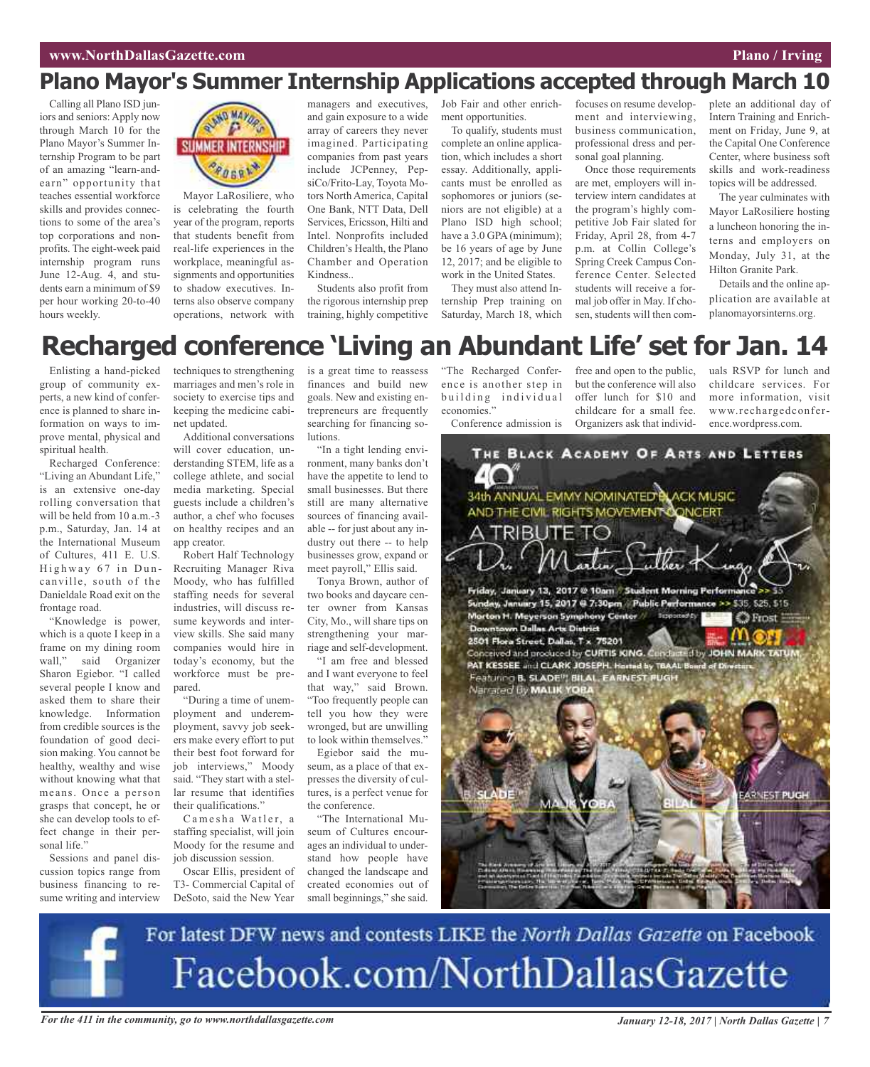# Plano Mayor's Summer Internship Applications accepted through March 10

Calling all Plano ISD juniors and seniors: Apply now through March 10 for the Plano Mayor's Summer Internship Program to be part of an amazing "learn-and-earn" opportunity that teaches essential workforce skills and provides connections to some of the area's top corporations and nonprofits. The eight-week paid internship program runs June 12-Aug. 4, and students earn a minimum of $9 per hour working 20-to-40 hours weekly.

Mayor LaRosiliere, who is celebrating the fourth year of the program, reports that students benefit from real-life experiences in the workplace, meaningful assignments and opportunities to shadow executives. Interns also observe company operations, network with managers and executives, and gain exposure to a wide array of careers they never imagined. Participating companies from past years include JCPenney, PepsiCo/Frito-Lay, Toyota Motors North America, Capital One Bank, NTT Data, Dell Services, Ericsson, Hilti and Intel. Nonprofits included Children's Health, the Plano Chamber and Operation Kindness..

Students also profit from the rigorous internship prep training, highly competitive Job Fair and other enrichment opportunities.

To qualify, students must complete an online application, which includes a short essay. Additionally, applicants must be enrolled as sophomores or juniors (seniors are not eligible) at a Plano ISD high school; have a 3.0 GPA (minimum); be 16 years of age by June 12, 2017; and be eligible to work in the United States.

They must also attend Internship Prep training on Saturday, March 18, which focuses on resume development and interviewing, business communication, professional dress and personal goal planning.

Once those requirements are met, employers will interview intern candidates at the program's highly competitive Job Fair slated for Friday, April 28, from 4-7 p.m. at Collin College's Spring Creek Campus Conference Center. Selected students will receive a formal job offer in May. If chosen, students will then complete an additional day of Intern Training and Enrichment on Friday, June 9, at the Capital One Conference Center, where business soft skills and work-readiness topics will be addressed.

The year culminates with Mayor LaRosiliere hosting a luncheon honoring the interns and employers on Monday, July 31, at the Hilton Granite Park.

Details and the online application are available at planomayorsinterns.org.

# Recharged conference 'Living an Abundant Life' set for Jan. 14

Enlisting a hand-picked group of community experts, a new kind of conference is planned to share information on ways to improve mental, physical and spiritual health.

Recharged Conference: "Living an Abundant Life," is an extensive one-day rolling conversation that will be held from 10 a.m.-3 p.m., Saturday, Jan. 14 at the International Museum of Cultures, 411 E. U.S. Highway 67 in Duncanville, south of the Danieldale Road exit on the frontage road.

"Knowledge is power, which is a quote I keep in a frame on my dining room wall," said Organizer Sharon Egiebor. "I called several people I know and asked them to share their knowledge. Information from credible sources is the foundation of good decision making. You cannot be healthy, wealthy and wise without knowing what that means. Once a person grasps that concept, he or she can develop tools to effect change in their personal life."

Sessions and panel discussion topics range from business financing to resume writing and interview techniques to strengthening marriages and men's role in society to exercise tips and keeping the medicine cabinet updated.

Additional conversations will cover education, understanding STEM, life as a college athlete, and social media marketing. Special guests include a children's author, a chef who focuses on healthy recipes and an app creator.

Robert Half Technology Recruiting Manager Riva Moody, who has fulfilled staffing needs for several industries, will discuss resume keywords and interview skills. She said many companies would hire in today's economy, but the workforce must be prepared.

"During a time of unemployment and underemployment, savvy job seekers make every effort to put their best foot forward for job interviews," Moody said. "They start with a stellar resume that identifies their qualifications."

Camesha Watler, a staffing specialist, will join Moody for the resume and job discussion session.

Oscar Ellis, president of T3- Commercial Capital of DeSoto, said the New Year is a great time to reassess finances and build new goals. New and existing entrepreneurs are frequently searching for financing solutions.

"In a tight lending environment, many banks don't have the appetite to lend to small businesses. But there still are many alternative sources of financing available -- for just about any industry out there -- to help businesses grow, expand or meet payroll," Ellis said.

Tonya Brown, author of two books and daycare center owner from Kansas City, Mo., will share tips on strengthening your marriage and self-development.

"I am free and blessed and I want everyone to feel that way," said Brown. "Too frequently people can tell you how they were wronged, but are unwilling to look within themselves."

Egiebor said the museum, as a place of that expresses the diversity of cultures, is a perfect venue for the conference.

"The International Museum of Cultures encourages an individual to understand how people have changed the landscape and created economies out of small beginnings," she said. "The Recharged Conference is another step in building individual economies."

Conference admission is free and open to the public, but the conference will also offer lunch for $10 and childcare for a small fee. Organizers ask that individuals RSVP for lunch and childcare services. For more information, visit www.rechargedconference.wordpress.com.

For latest DFW news and contests LIKE the *North Dallas Gazette* on Facebook
Facebook.com/NorthDallasGazette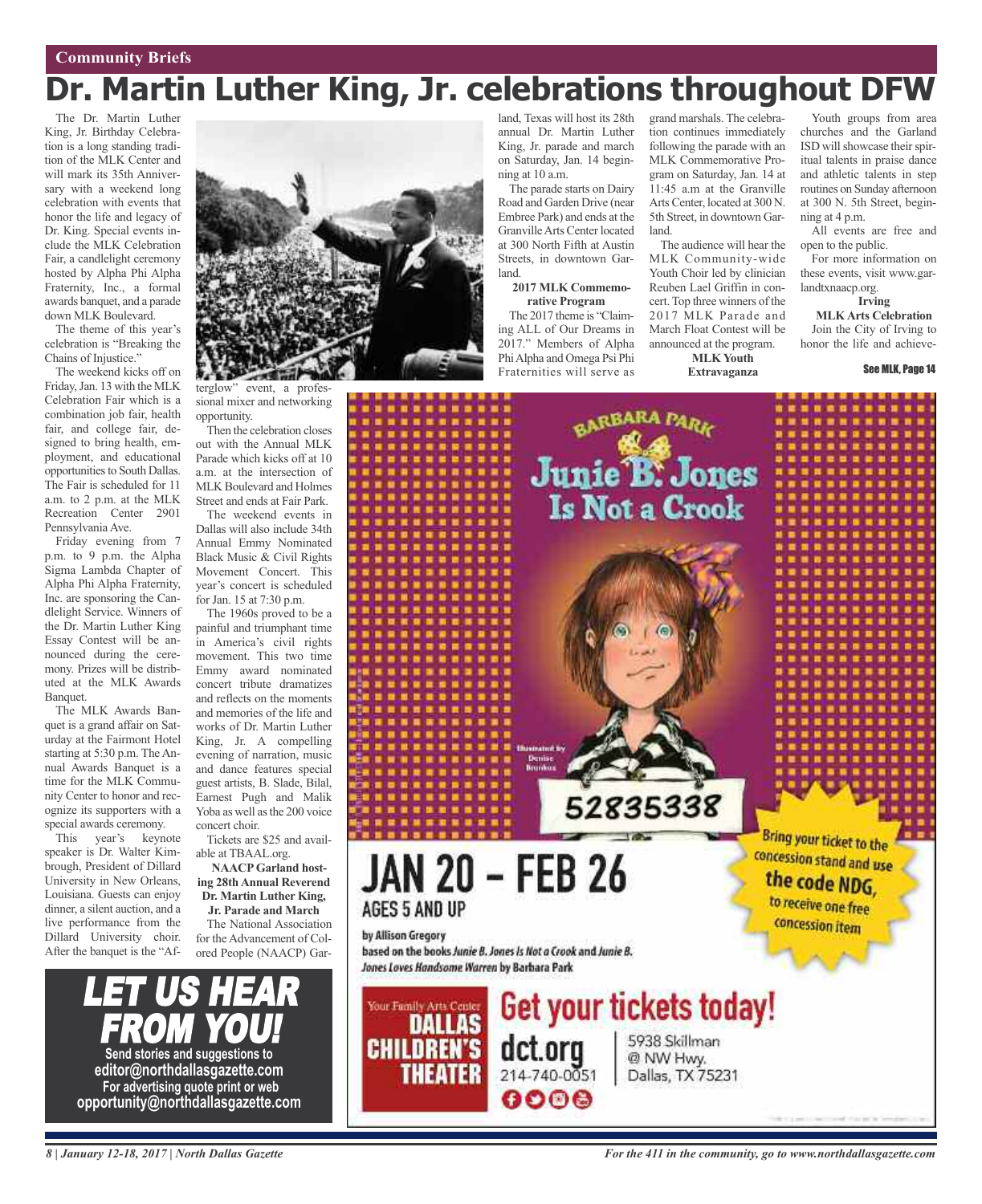Community Briefs

# Dr. Martin Luther King, Jr. celebrations throughout DFW

The Dr. Martin Luther King, Jr. Birthday Celebration is a long standing tradition of the MLK Center and will mark its 35th Anniversary with a weekend long celebration with events that honor the life and legacy of Dr. King. Special events include the MLK Celebration Fair, a candlelight ceremony hosted by Alpha Phi Alpha Fraternity, Inc., a formal awards banquet, and a parade down MLK Boulevard.

The theme of this year's celebration is "Breaking the Chains of Injustice."

The weekend kicks off on Friday, Jan. 13 with the MLK Celebration Fair which is a combination job fair, health fair, and college fair, designed to bring health, employment, and educational opportunities to South Dallas. The Fair is scheduled for 11 a.m. to 2 p.m. at the MLK Recreation Center 2901 Pennsylvania Ave.

Friday evening from 7 p.m. to 9 p.m. the Alpha Sigma Lambda Chapter of Alpha Phi Alpha Fraternity, Inc. are sponsoring the Candlelight Service. Winners of the Dr. Martin Luther King Essay Contest will be announced during the ceremony. Prizes will be distributed at the MLK Awards Banquet.

The MLK Awards Banquet is a grand affair on Saturday at the Fairmont Hotel starting at 5:30 p.m. The Annual Awards Banquet is a time for the MLK Community Center to honor and recognize its supporters with a special awards ceremony.

This year's keynote speaker is Dr. Walter Kimbrough, President of Dillard University in New Orleans, Louisiana. Guests can enjoy dinner, a silent auction, and a live performance from the Dillard University choir. After the banquet is the "Afterglow" event, a professional mixer and networking opportunity.

Then the celebration closes out with the Annual MLK Parade which kicks off at 10 a.m. at the intersection of MLK Boulevard and Holmes Street and ends at Fair Park.

The weekend events in Dallas will also include 34th Annual Emmy Nominated Black Music & Civil Rights Movement Concert. This year's concert is scheduled for Jan. 15 at 7:30 p.m.

The 1960s proved to be a painful and triumphant time in America's civil rights movement. This two time Emmy award nominated concert tribute dramatizes and reflects on the moments and memories of the life and works of Dr. Martin Luther King, Jr. A compelling evening of narration, music and dance features special guest artists, B. Slade, Bilal, Earnest Pugh and Malik Yoba as well as the 200 voice concert choir.

Tickets are $25 and available at TBAAL.org.

**NAACP Garland hosting 28th Annual Reverend Dr. Martin Luther King, Jr. Parade and March**

The National Association for the Advancement of Colored People (NAACP) Garland, Texas will host its 28th annual Dr. Martin Luther King, Jr. parade and march on Saturday, Jan. 14 beginning at 10 a.m.

The parade starts on Dairy Road and Garden Drive (near Embree Park) and ends at the Granville Arts Center located at 300 North Fifth at Austin Streets, in downtown Garland.

**2017 MLK Commemorative Program**

The 2017 theme is "Claiming ALL of Our Dreams in 2017." Members of Alpha Phi Alpha and Omega Psi Phi Fraternities will serve as grand marshals. The celebration continues immediately following the parade with an MLK Commemorative Program on Saturday, Jan. 14 at 11:45 a.m at the Granville Arts Center, located at 300 N. 5th Street, in downtown Garland.

The audience will hear the MLK Community-wide Youth Choir led by clinician Reuben Lael Griffin in concert. Top three winners of the 2017 MLK Parade and March Float Contest will be announced at the program.

**MLK Youth Extravaganza**

Youth groups from area churches and the Garland ISD will showcase their spiritual talents in praise dance and athletic talents in step routines on Sunday afternoon at 300 N. 5th Street, beginning at 4 p.m.

All events are free and open to the public.

For more information on these events, visit www.garlandtxnaacp.org.

**Irving**

**MLK Arts Celebration**

Join the City of Irving to honor the life and achieve-

See MLK, Page 14

**LET US HEAR FROM YOU!**

Send stories and suggestions to editor@northdallasgazette.com
For advertising quote print or web opportunity@northdallasgazette.com

Barbara Park
Junie B. Jones Is Not a Crook
Illustrated by Denise Brunkus
52835338

JAN 20 – FEB 26
AGES 5 AND UP

by Allison Gregory
based on the books *Junie B. Jones Is Not a Crook* and *Junie B. Jones Loves Handsome Warren* by Barbara Park

Bring your ticket to the concession stand and use the code NDG, to receive one free concession item

Your Family Arts Center
DALLAS CHILDREN'S THEATER

Get your tickets today!
dct.org
214-740-0051
5938 Skillman @ NW Hwy. Dallas, TX 75231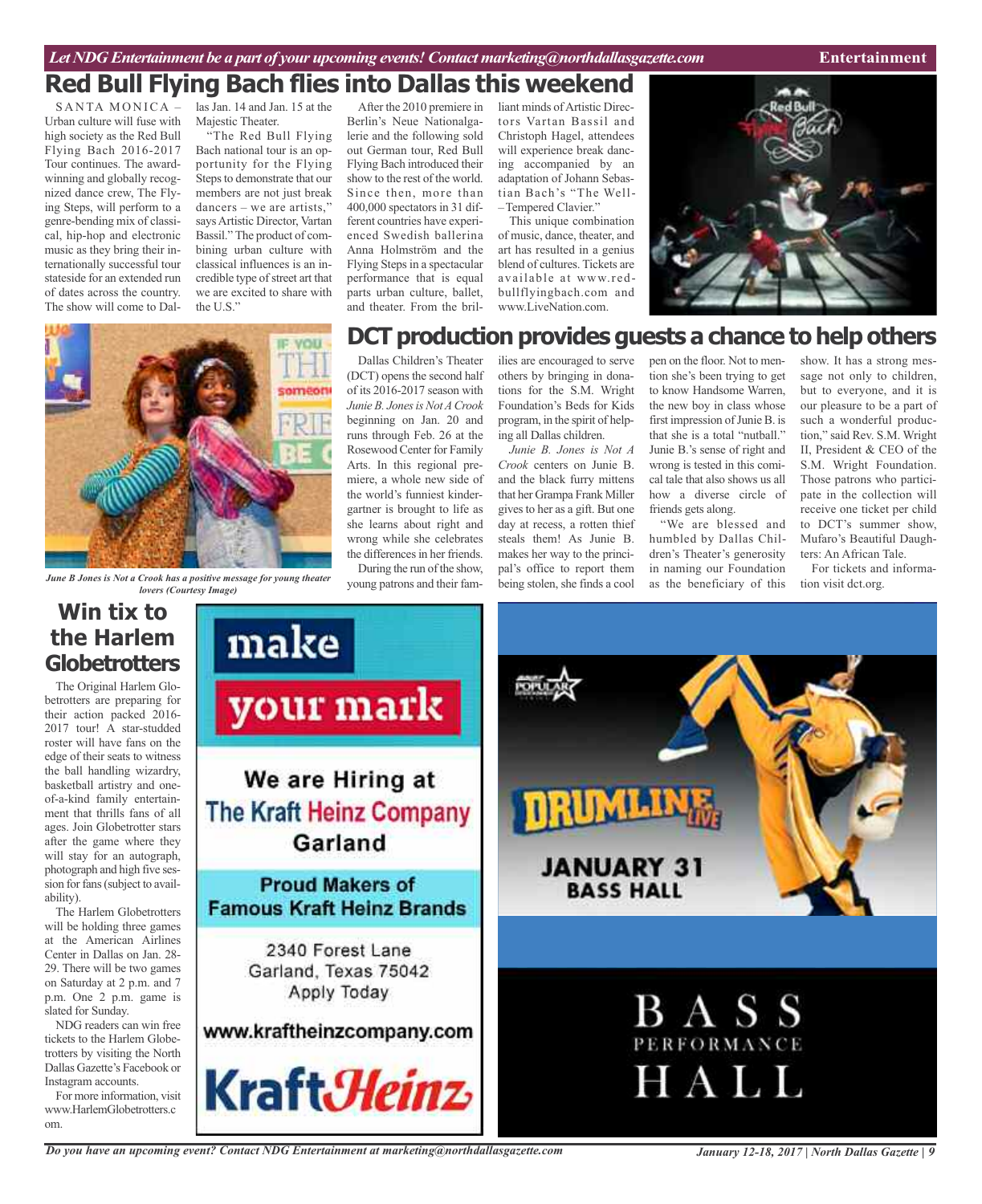## Red Bull Flying Bach flies into Dallas this weekend

SANTA MONICA – Urban culture will fuse with high society as the Red Bull Flying Bach 2016-2017 Tour continues. The award-winning and globally recognized dance crew, The Flying Steps, will perform to a genre-bending mix of classical, hip-hop and electronic music as they bring their internationally successful tour stateside for an extended run of dates across the country. The show will come to Dallas Jan. 14 and Jan. 15 at the Majestic Theater.

"The Red Bull Flying Bach national tour is an opportunity for the Flying Steps to demonstrate that our members are not just break dancers – we are artists," says Artistic Director, Vartan Bassil." The product of combining urban culture with classical influences is an incredible type of street art that we are excited to share with the U.S."

After the 2010 premiere in Berlin's Neue Nationalgalerie and the following sold out German tour, Red Bull Flying Bach introduced their show to the rest of the world. Since then, more than 400,000 spectators in 31 different countries have experienced Swedish ballerina Anna Holmström and the Flying Steps in a spectacular performance that is equal parts urban culture, ballet, and theater. From the brilliant minds of Artistic Directors Vartan Bassil and Christoph Hagel, attendees will experience break dancing accompanied by an adaptation of Johann Sebastian Bach's "The Well-–Tempered Clavier."

This unique combination of music, dance, theater, and art has resulted in a genius blend of cultures. Tickets are available at www.redbullflyingbach.com and www.LiveNation.com.

## DCT production provides guests a chance to help others

*June B Jones is Not a Crook has a positive message for young theater lovers (Courtesy Image)*

Dallas Children's Theater (DCT) opens the second half of its 2016-2017 season with *Junie B. Jones is Not A Crook* beginning on Jan. 20 and runs through Feb. 26 at the Rosewood Center for Family Arts. In this regional premiere, a whole new side of the world's funniest kindergartner is brought to life as she learns about right and wrong while she celebrates the differences in her friends.

During the run of the show, young patrons and their families are encouraged to serve others by bringing in donations for the S.M. Wright Foundation's Beds for Kids program, in the spirit of helping all Dallas children.

*Junie B. Jones is Not A Crook* centers on Junie B. and the black furry mittens that her Grampa Frank Miller gives to her as a gift. But one day at recess, a rotten thief steals them! As Junie B. makes her way to the principal's office to report them being stolen, she finds a cool pen on the floor. Not to mention she's been trying to get to know Handsome Warren, the new boy in class whose first impression of Junie B. is that she is a total "nutball." Junie B.'s sense of right and wrong is tested in this comical tale that also shows us all how a diverse circle of friends gets along.

"We are blessed and humbled by Dallas Children's Theater's generosity in naming our Foundation as the beneficiary of this show. It has a strong message not only to children, but to everyone, and it is our pleasure to be a part of such a wonderful production," said Rev. S.M. Wright II, President & CEO of the S.M. Wright Foundation. Those patrons who participate in the collection will receive one ticket per child to DCT's summer show, Mufaro's Beautiful Daughters: An African Tale.

For tickets and information visit dct.org.

## Win tix to the Harlem Globetrotters

The Original Harlem Globetrotters are preparing for their action packed 2016-2017 tour! A star-studded roster will have fans on the edge of their seats to witness the ball handling wizardry, basketball artistry and one-of-a-kind family entertainment that thrills fans of all ages. Join Globetrotter stars after the game where they will stay for an autograph, photograph and high five session for fans (subject to availability).

The Harlem Globetrotters will be holding three games at the American Airlines Center in Dallas on Jan. 28-29. There will be two games on Saturday at 2 p.m. and 7 p.m. One 2 p.m. game is slated for Sunday.

NDG readers can win free tickets to the Harlem Globetrotters by visiting the North Dallas Gazette's Facebook or Instagram accounts.

For more information, visit www.HarlemGlobetrotters.com.

**make your mark**

**We are Hiring at The Kraft Heinz Company Garland**

**Proud Makers of Famous Kraft Heinz Brands**

2340 Forest Lane
Garland, Texas 75042
Apply Today

www.kraftheinzcompany.com

KraftHeinz

**DRUMLINE LIVE**

**JANUARY 31 BASS HALL**

BASS PERFORMANCE HALL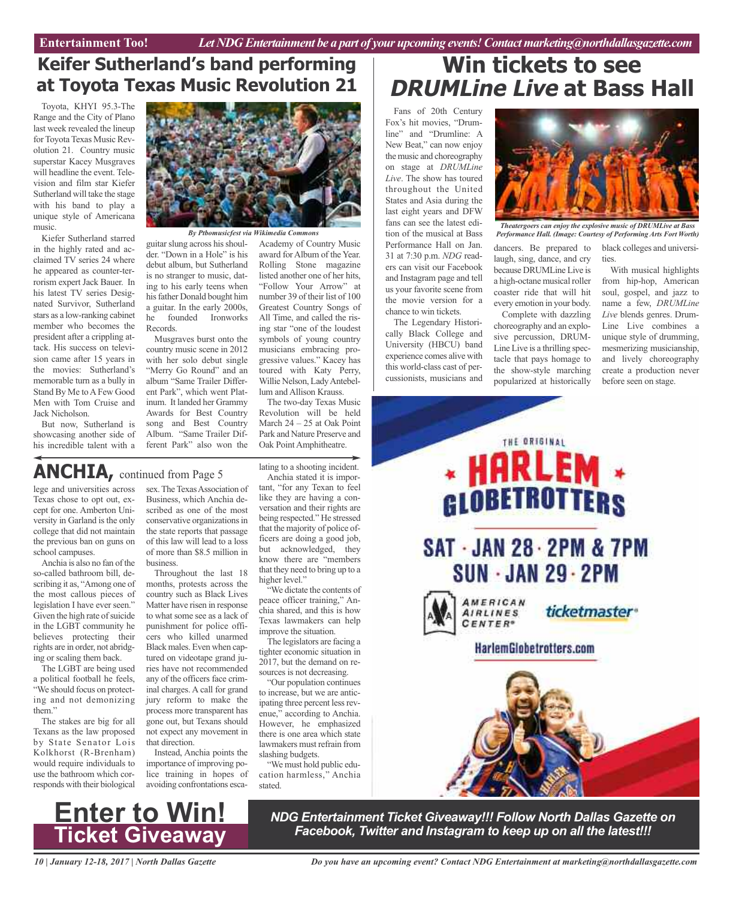## Keifer Sutherland's band performing at Toyota Texas Music Revolution 21

Toyota, KHYI 95.3-The Range and the City of Plano last week revealed the lineup for Toyota Texas Music Revolution 21. Country music superstar Kacey Musgraves will headline the event. Television and film star Kiefer Sutherland will take the stage with his band to play a unique style of Americana music.

Kiefer Sutherland starred in the highly rated and acclaimed TV series 24 where he appeared as counter-terrorism expert Jack Bauer. In his latest TV series Designated Survivor, Sutherland stars as a low-ranking cabinet member who becomes the president after a crippling attack. His success on television came after 15 years in the movies: Sutherland's memorable turn as a bully in Stand By Me to A Few Good Men with Tom Cruise and Jack Nicholson.

But now, Sutherland is showcasing another side of his incredible talent with a guitar slung across his shoulder. "Down in a Hole" is his debut album, but Sutherland is no stranger to music, dating to his early teens when his father Donald bought him a guitar. In the early 2000s, he founded Ironworks Records.

*By Ptbomusicfest via Wikimedia Commons*

Musgraves burst onto the country music scene in 2012 with her solo debut single "Merry Go Round" and an album "Same Trailer Different Park", which went Platinum. It landed her Grammy Awards for Best Country song and Best Country Album. "Same Trailer Different Park" also won the Academy of Country Music award for Album of the Year. Rolling Stone magazine listed another one of her hits, "Follow Your Arrow" at number 39 of their list of 100 Greatest Country Songs of All Time, and called the rising star "one of the loudest symbols of young country musicians embracing progressive values." Kacey has toured with Katy Perry, Willie Nelson, Lady Antebellum and Allison Krauss.

The two-day Texas Music Revolution will be held March 24 – 25 at Oak Point Park and Nature Preserve and Oak Point Amphitheatre.

## Win tickets to see *DRUMLine Live* at Bass Hall

Fans of 20th Century Fox's hit movies, "Drumline" and "Drumline: A New Beat," can now enjoy the music and choreography on stage at *DRUMLine Live*. The show has toured throughout the United States and Asia during the last eight years and DFW fans can see the latest edition of the musical at Bass Performance Hall on Jan. 31 at 7:30 p.m. *NDG* readers can visit our Facebook and Instagram page and tell us your favorite scene from the movie version for a chance to win tickets.

*Theatergoers can enjoy the explosive music of DRUMLive at Bass Performance Hall. (Image: Courtesy of Performing Arts Fort Worth)*

The Legendary Historically Black College and University (HBCU) band experience comes alive with this world-class cast of percussionists, musicians and dancers. Be prepared to laugh, sing, dance, and cry because DRUMLine Live is a high-octane musical roller coaster ride that will hit every emotion in your body.

Complete with dazzling choreography and an explosive percussion, DRUMLine Live is a thrilling spectacle that pays homage to the show-style marching popularized at historically black colleges and universities.

With musical highlights from hip-hop, American soul, gospel, and jazz to name a few, *DRUMLine Live* blends genres. DrumLine Live combines a unique style of drumming, mesmerizing musicianship, and lively choreography create a production never before seen on stage.

## ANCHIA, continued from Page 5

lege and universities across Texas chose to opt out, except for one. Amberton University in Garland is the only college that did not maintain the previous ban on guns on school campuses.

Anchia is also no fan of the so-called bathroom bill, describing it as, "Among one of the most callous pieces of legislation I have ever seen." Given the high rate of suicide in the LGBT community he believes protecting their rights are in order, not abridging or scaling them back.

The LGBT are being used a political football he feels, "We should focus on protecting and not demonizing them."

The stakes are big for all Texans as the law proposed by State Senator Lois Kolkhorst (R-Brenham) would require individuals to use the bathroom which corresponds with their biological sex. The Texas Association of Business, which Anchia described as one of the most conservative organizations in the state reports that passage of this law will lead to a loss of more than $8.5 million in business.

Throughout the last 18 months, protests across the country such as Black Lives Matter have risen in response to what some see as a lack of punishment for police officers who killed unarmed Black males. Even when captured on videotape grand juries have not recommended any of the officers face criminal charges. A call for grand jury reform to make the process more transparent has gone out, but Texans should not expect any movement in that direction.

Instead, Anchia points the importance of improving police training in hopes of avoiding confrontations escalating to a shooting incident.

Anchia stated it is important, "for any Texan to feel like they are having a conversation and their rights are being respected." He stressed that the majority of police officers are doing a good job, but acknowledged, they know there are "members that they need to bring up to a higher level."

"We dictate the contents of peace officer training," Anchia shared, and this is how Texas lawmakers can help improve the situation.

The legislators are facing a tighter economic situation in 2017, but the demand on resources is not decreasing.

"Our population continues to increase, but we are anticipating three percent less revenue," according to Anchia. However, he emphasized there is one area which state lawmakers must refrain from slashing budgets.

"We must hold public education harmless," Anchia stated.

THE ORIGINAL HARLEM GLOBETROTTERS

SAT · JAN 28 · 2PM & 7PM
SUN · JAN 29 · 2PM

AMERICAN AIRLINES CENTER ticketmaster

HarlemGlobetrotters.com

## Enter to Win! Ticket Giveaway

***NDG Entertainment Ticket Giveaway!!! Follow North Dallas Gazette on Facebook, Twitter and Instagram to keep up on all the latest!!!***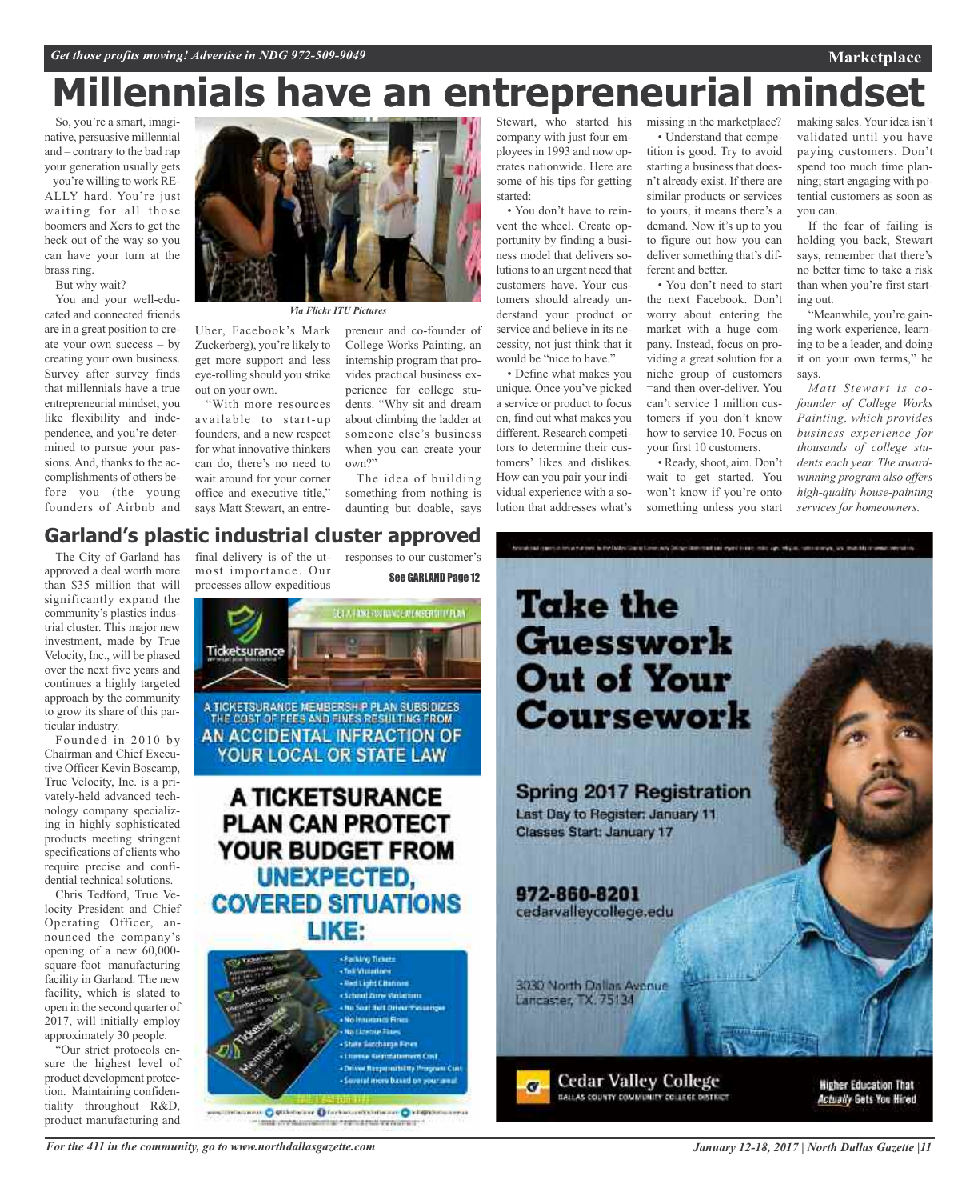# Millennials have an entrepreneurial mindset

So, you're a smart, imaginative, persuasive millennial and – contrary to the bad rap your generation usually gets – you're willing to work REALLY hard. You're just waiting for all those boomers and Xers to get the heck out of the way so you can have your turn at the brass ring.

But why wait?

You and your well-educated and connected friends are in a great position to create your own success – by creating your own business. Survey after survey finds that millennials have a true entrepreneurial mindset; you like flexibility and independence, and you're determined to pursue your passions. And, thanks to the accomplishments of others before you (the young founders of Airbnb and Uber, Facebook's Mark Zuckerberg), you're likely to get more support and less eye-rolling should you strike out on your own.

*Via Flickr ITU Pictures*

"With more resources available to start-up founders, and a new respect for what innovative thinkers can do, there's no need to wait around for your corner office and executive title," says Matt Stewart, an entrepreneur and co-founder of College Works Painting, an internship program that provides practical business experience for college students. "Why sit and dream about climbing the ladder at someone else's business when you can create your own?"

The idea of building something from nothing is daunting but doable, says Stewart, who started his company with just four employees in 1993 and now operates nationwide. Here are some of his tips for getting started:

• You don't have to reinvent the wheel. Create opportunity by finding a business model that delivers solutions to an urgent need that customers have. Your customers should already understand your product or service and believe in its necessity, not just think that it would be "nice to have."

• Define what makes you unique. Once you've picked a service or product to focus on, find out what makes you different. Research competitors to determine their customers' likes and dislikes. How can you pair your individual experience with a solution that addresses what's missing in the marketplace?

• Understand that competition is good. Try to avoid starting a business that doesn't already exist. If there are similar products or services to yours, it means there's a demand. Now it's up to you to figure out how you can deliver something that's different and better.

• You don't need to start the next Facebook. Don't worry about entering the market with a huge company. Instead, focus on providing a great solution for a niche group of customers ¬and then over-deliver. You can't service 1 million customers if you don't know how to service 10. Focus on your first 10 customers.

• Ready, shoot, aim. Don't wait to get started. You won't know if you're onto something unless you start making sales. Your idea isn't validated until you have paying customers. Don't spend too much time planning; start engaging with potential customers as soon as you can.

If the fear of failing is holding you back, Stewart says, remember that there's no better time to take a risk than when you're first starting out.

"Meanwhile, you're gaining work experience, learning to be a leader, and doing it on your own terms," he says.

*Matt Stewart is co-founder of College Works Painting, which provides business experience for thousands of college students each year. The award-winning program also offers high-quality house-painting services for homeowners.*

## Garland's plastic industrial cluster approved

The City of Garland has approved a deal worth more than $35 million that will significantly expand the community's plastics industrial cluster. This major new investment, made by True Velocity, Inc., will be phased over the next five years and continues a highly targeted approach by the community to grow its share of this particular industry.

Founded in 2010 by Chairman and Chief Executive Officer Kevin Boscamp, True Velocity, Inc. is a privately-held advanced technology company specializing in highly sophisticated products meeting stringent specifications of clients who require precise and confidential technical solutions.

Chris Tedford, True Velocity President and Chief Operating Officer, announced the company's opening of a new 60,000-square-foot manufacturing facility in Garland. The new facility, which is slated to open in the second quarter of 2017, will initially employ approximately 30 people.

"Our strict protocols ensure the highest level of product development protection. Maintaining confidentiality throughout R&D, product manufacturing and final delivery is of the utmost importance. Our processes allow expeditious responses to our customer's

**See GARLAND Page 12**

---

Ticketsurance

A TICKETSURANCE MEMBERSHIP PLAN SUBSIDIZES THE COST OF FEES AND FINES RESULTING FROM AN ACCIDENTAL INFRACTION OF YOUR LOCAL OR STATE LAW

**A TICKETSURANCE PLAN CAN PROTECT YOUR BUDGET FROM UNEXPECTED, COVERED SITUATIONS LIKE:**

- Parking Tickets
- Toll Violations
- Red Light Citations
- School Zone Violations
- No Seat Belt Driver/Passenger
- No Insurance Fines
- No License Fines
- State Surcharge Fines
- License Reinstatement Cost
- Driver Responsibility Program Cost
- Several more based on your area

---

**Take the Guesswork Out of Your Coursework**

**Spring 2017 Registration**

Last Day to Register: January 11

Classes Start: January 17

**972-860-8201**

cedarvalleycollege.edu

3030 North Dallas Avenue
Lancaster, TX 75134

Cedar Valley College
DALLAS COUNTY COMMUNITY COLLEGE DISTRICT

Higher Education That *Actually* Gets You Hired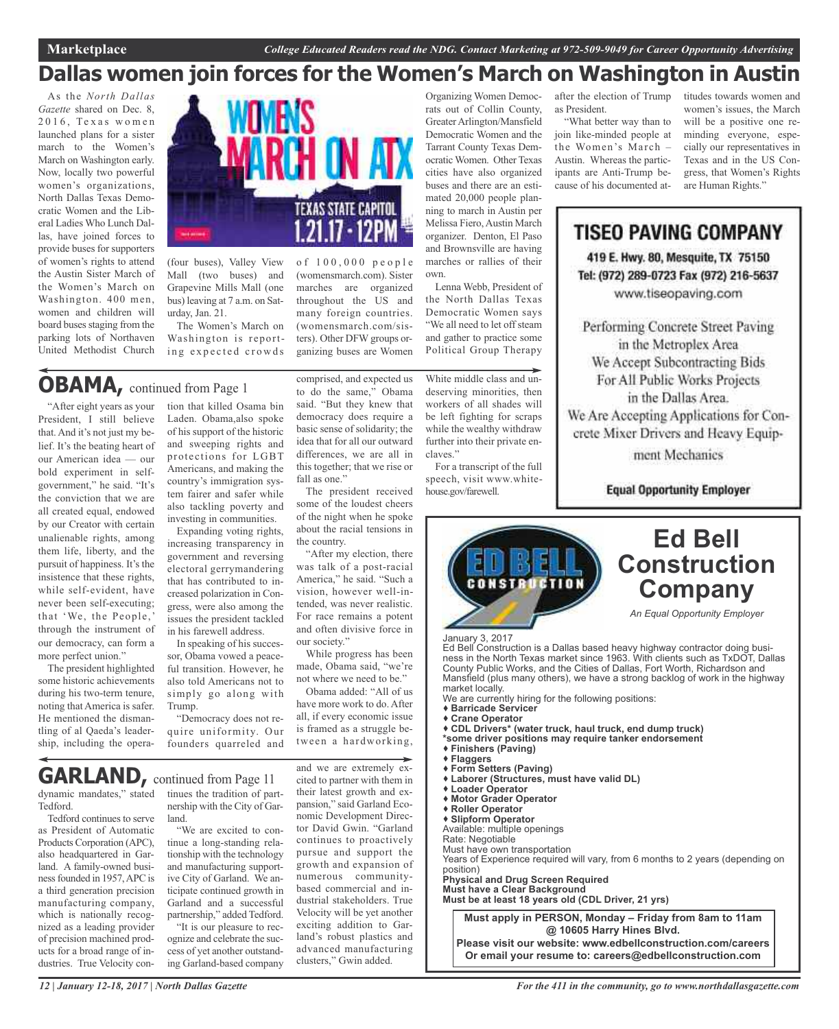# Dallas women join forces for the Women's March on Washington in Austin

As the *North Dallas Gazette* shared on Dec. 8, 2016, Texas women launched plans for a sister march to the Women's March on Washington early. Now, locally two powerful women's organizations, North Dallas Texas Democratic Women and the Liberal Ladies Who Lunch Dallas, have joined forces to provide buses for supporters of women's rights to attend the Austin Sister March of the Women's March on Washington. 400 men, women and children will board buses staging from the parking lots of Northaven United Methodist Church (four buses), Valley View Mall (two buses) and Grapevine Mills Mall (one bus) leaving at 7 a.m. on Saturday, Jan. 21.

The Women's March on Washington is reporting expected crowds of 100,000 people (womensmarch.com). Sister marches are organized throughout the US and many foreign countries. (womensmarch.com/sisters). Other DFW groups organizing buses are Women Organizing Women Democrats out of Collin County, Greater Arlington/Mansfield Democratic Women and the Tarrant County Texas Democratic Women. Other Texas cities have also organized buses and there are an estimated 20,000 people planning to march in Austin per Melissa Fiero, Austin March organizer. Denton, El Paso and Brownsville are having marches or rallies of their own.

Lenna Webb, President of the North Dallas Texas Democratic Women says "We all need to let off steam and gather to practice some Political Group Therapy after the election of Trump as President.

"What better way than to join like-minded people at the Women's March – Austin. Whereas the participants are Anti-Trump because of his documented attitudes towards women and women's issues, the March will be a positive one reminding everyone, especially our representatives in Texas and in the US Congress, that Women's Rights are Human Rights."

## OBAMA, continued from Page 1

"After eight years as your President, I still believe that. And it's not just my belief. It's the beating heart of our American idea — our bold experiment in self-government," he said. "It's the conviction that we are all created equal, endowed by our Creator with certain unalienable rights, among them life, liberty, and the pursuit of happiness. It's the insistence that these rights, while self-evident, have never been self-executing; that 'We, the People,' through the instrument of our democracy, can form a more perfect union."

The president highlighted some historic achievements during his two-term tenure, noting that America is safer. He mentioned the dismantling of al Qaeda's leadership, including the operation that killed Osama bin Laden. Obama,also spoke of his support of the historic and sweeping rights and protections for LGBT Americans, and making the country's immigration system fairer and safer while also tackling poverty and investing in communities.

Expanding voting rights, increasing transparency in government and reversing electoral gerrymandering that has contributed to increased polarization in Congress, were also among the issues the president tackled in his farewell address.

In speaking of his successor, Obama vowed a peaceful transition. However, he also told Americans not to simply go along with Trump.

"Democracy does not require uniformity. Our founders quarreled and comprised, and expected us to do the same," Obama said. "But they knew that democracy does require a basic sense of solidarity; the idea that for all our outward differences, we are all in this together; that we rise or fall as one."

The president received some of the loudest cheers of the night when he spoke about the racial tensions in the country.

"After my election, there was talk of a post-racial America," he said. "Such a vision, however well-intended, was never realistic. For race remains a potent and often divisive force in our society."

While progress has been made, Obama said, "we're not where we need to be."

Obama added: "All of us have more work to do. After all, if every economic issue is framed as a struggle between a hardworking, White middle class and undeserving minorities, then workers of all shades will be left fighting for scraps while the wealthy withdraw further into their private enclaves."

For a transcript of the full speech, visit www.whitehouse.gov/farewell.

## GARLAND, continued from Page 11

dynamic mandates," stated Tedford.

Tedford continues to serve as President of Automatic Products Corporation (APC), also headquartered in Garland. A family-owned business founded in 1957, APC is a third generation precision manufacturing company, which is nationally recognized as a leading provider of precision machined products for a broad range of industries. True Velocity continues the tradition of partnership with the City of Garland.

"We are excited to continue a long-standing relationship with the technology and manufacturing supportive City of Garland. We anticipate continued growth in Garland and a successful partnership," added Tedford.

"It is our pleasure to recognize and celebrate the success of yet another outstanding Garland-based company and we are extremely excited to partner with them in their latest growth and expansion," said Garland Economic Development Director David Gwin. "Garland continues to proactively pursue and support the growth and expansion of numerous community-based commercial and industrial stakeholders. True Velocity will be yet another exciting addition to Garland's robust plastics and advanced manufacturing clusters," Gwin added.

---

**TISEO PAVING COMPANY**

419 E. Hwy. 80, Mesquite, TX 75150
Tel: (972) 289-0723 Fax (972) 216-5637
www.tiseopaving.com

Performing Concrete Street Paving in the Metroplex Area
We Accept Subcontracting Bids For All Public Works Projects in the Dallas Area.
We Are Accepting Applications for Concrete Mixer Drivers and Heavy Equipment Mechanics

**Equal Opportunity Employer**

---

## Ed Bell Construction Company

*An Equal Opportunity Employer*

January 3, 2017

Ed Bell Construction is a Dallas based heavy highway contractor doing business in the North Texas market since 1963. With clients such as TxDOT, Dallas County Public Works, and the Cities of Dallas, Fort Worth, Richardson and Mansfield (plus many others), we have a strong backlog of work in the highway market locally.

We are currently hiring for the following positions:

- **Barricade Servicer**
- **Crane Operator**
- **CDL Drivers\* (water truck, haul truck, end dump truck)**
  **\*some driver positions may require tanker endorsement**
- **Finishers (Paving)**
- **Flaggers**
- **Form Setters (Paving)**
- **Laborer (Structures, must have valid DL)**
- **Loader Operator**
- **Motor Grader Operator**
- **Roller Operator**
- **Slipform Operator**

Available: multiple openings
Rate: Negotiable
Must have own transportation
Years of Experience required will vary, from 6 months to 2 years (depending on position)
**Physical and Drug Screen Required**
**Must have a Clear Background**
**Must be at least 18 years old (CDL Driver, 21 yrs)**

**Must apply in PERSON, Monday – Friday from 8am to 11am @ 10605 Harry Hines Blvd.**
**Please visit our website: www.edbellconstruction.com/careers**
**Or email your resume to: careers@edbellconstruction.com**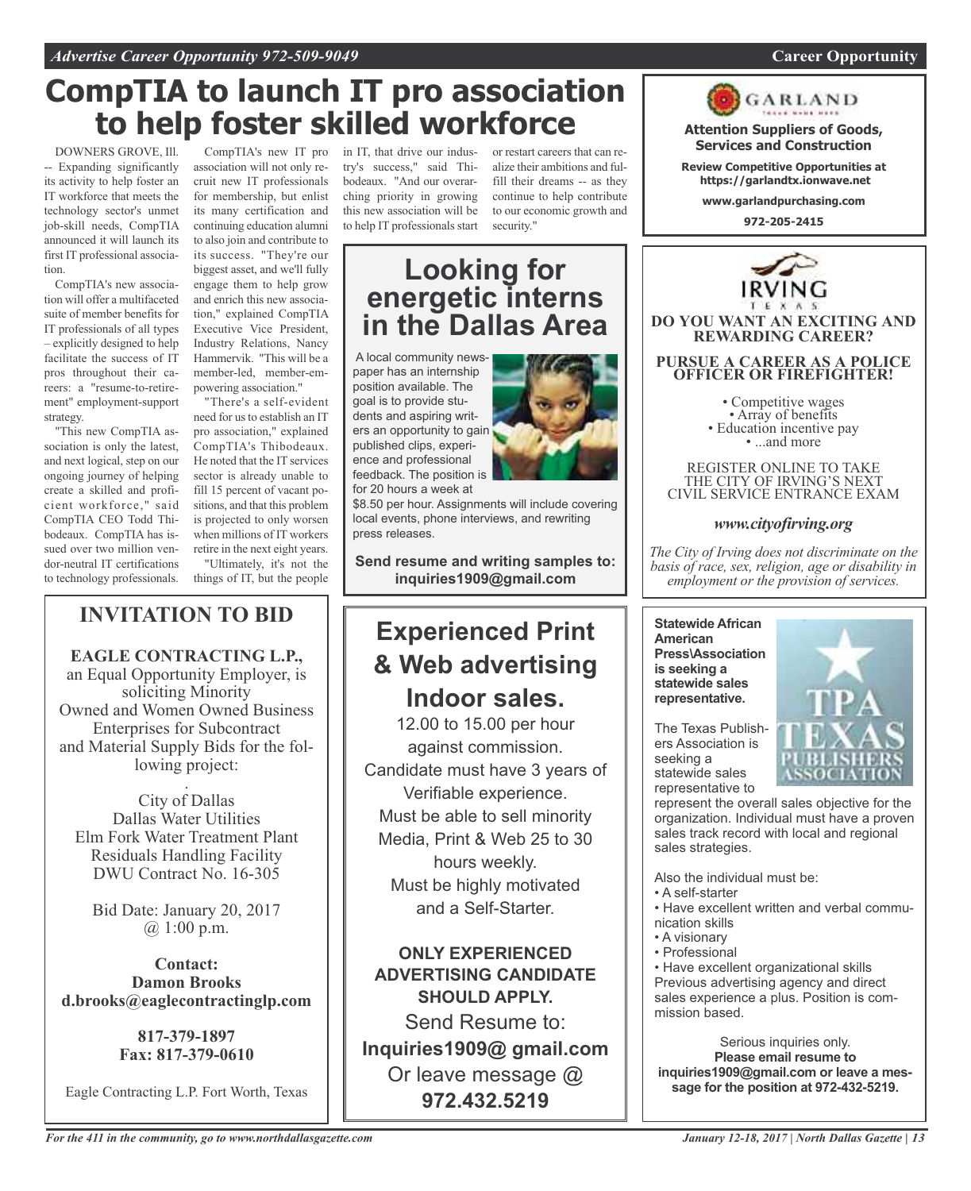# CompTIA to launch IT pro association to help foster skilled workforce

DOWNERS GROVE, Ill. -- Expanding significantly its activity to help foster an IT workforce that meets the technology sector's unmet job-skill needs, CompTIA announced it will launch its first IT professional association.

CompTIA's new association will offer a multifaceted suite of member benefits for IT professionals of all types – explicitly designed to help facilitate the success of IT pros throughout their careers: a "resume-to-retirement" employment-support strategy.

"This new CompTIA association is only the latest, and next logical, step on our ongoing journey of helping create a skilled and proficient workforce," said CompTIA CEO Todd Thibodeaux. CompTIA has issued over two million vendor-neutral IT certifications to technology professionals.

CompTIA's new IT pro association will not only recruit new IT professionals for membership, but enlist its many certification and continuing education alumni to also join and contribute to its success. "They're our biggest asset, and we'll fully engage them to help grow and enrich this new association," explained CompTIA Executive Vice President, Industry Relations, Nancy Hammervik. "This will be a member-led, member-empowering association."

"There's a self-evident need for us to establish an IT pro association," explained CompTIA's Thibodeaux. He noted that the IT services sector is already unable to fill 15 percent of vacant positions, and that this problem is projected to only worsen when millions of IT workers retire in the next eight years.

"Ultimately, it's not the things of IT, but the people in IT, that drive our industry's success," said Thibodeaux. "And our overarching priority in growing this new association will be to help IT professionals start or restart careers that can realize their ambitions and fulfill their dreams -- as they continue to help contribute to our economic growth and security."

---

## Looking for energetic interns in the Dallas Area

A local community newspaper has an internship position available. The goal is to provide students and aspiring writers an opportunity to gain published clips, experience and professional feedback. The position is for 20 hours a week at $8.50 per hour. Assignments will include covering local events, phone interviews, and rewriting press releases.

**Send resume and writing samples to: inquiries1909@gmail.com**

---

## INVITATION TO BID

**EAGLE CONTRACTING L.P.,**
an Equal Opportunity Employer, is soliciting Minority Owned and Women Owned Business Enterprises for Subcontract and Material Supply Bids for the following project:

City of Dallas
Dallas Water Utilities
Elm Fork Water Treatment Plant
Residuals Handling Facility
DWU Contract No. 16-305

Bid Date: January 20, 2017
@ 1:00 p.m.

**Contact:**
**Damon Brooks**
**d.brooks@eaglecontractinglp.com**

**817-379-1897**
**Fax: 817-379-0610**

Eagle Contracting L.P. Fort Worth, Texas

---

## Experienced Print & Web advertising Indoor sales.

12.00 to 15.00 per hour against commission.
Candidate must have 3 years of Verifiable experience.
Must be able to sell minority Media, Print & Web 25 to 30 hours weekly.
Must be highly motivated and a Self-Starter.

**ONLY EXPERIENCED ADVERTISING CANDIDATE SHOULD APPLY.**

Send Resume to:
**Inquiries1909@ gmail.com**
Or leave message @
**972.432.5219**

---

GARLAND

**Attention Suppliers of Goods, Services and Construction**

**Review Competitive Opportunities at https://garlandtx.ionwave.net**

**www.garlandpurchasing.com**

**972-205-2415**

---

IRVING TEXAS

**DO YOU WANT AN EXCITING AND REWARDING CAREER?**

**PURSUE A CAREER AS A POLICE OFFICER OR FIREFIGHTER!**

- Competitive wages
- Array of benefits
- Education incentive pay
- ...and more

REGISTER ONLINE TO TAKE THE CITY OF IRVING'S NEXT CIVIL SERVICE ENTRANCE EXAM

***www.cityofirving.org***

*The City of Irving does not discriminate on the basis of race, sex, religion, age or disability in employment or the provision of services.*

---

**Statewide African American Press\Association is seeking a statewide sales representative.**

The Texas Publishers Association is seeking a statewide sales representative to represent the overall sales objective for the organization. Individual must have a proven sales track record with local and regional sales strategies.

Also the individual must be:
- A self-starter
- Have excellent written and verbal communication skills
- A visionary
- Professional
- Have excellent organizational skills

Previous advertising agency and direct sales experience a plus. Position is commission based.

Serious inquiries only.
**Please email resume to inquiries1909@gmail.com or leave a message for the position at 972-432-5219.**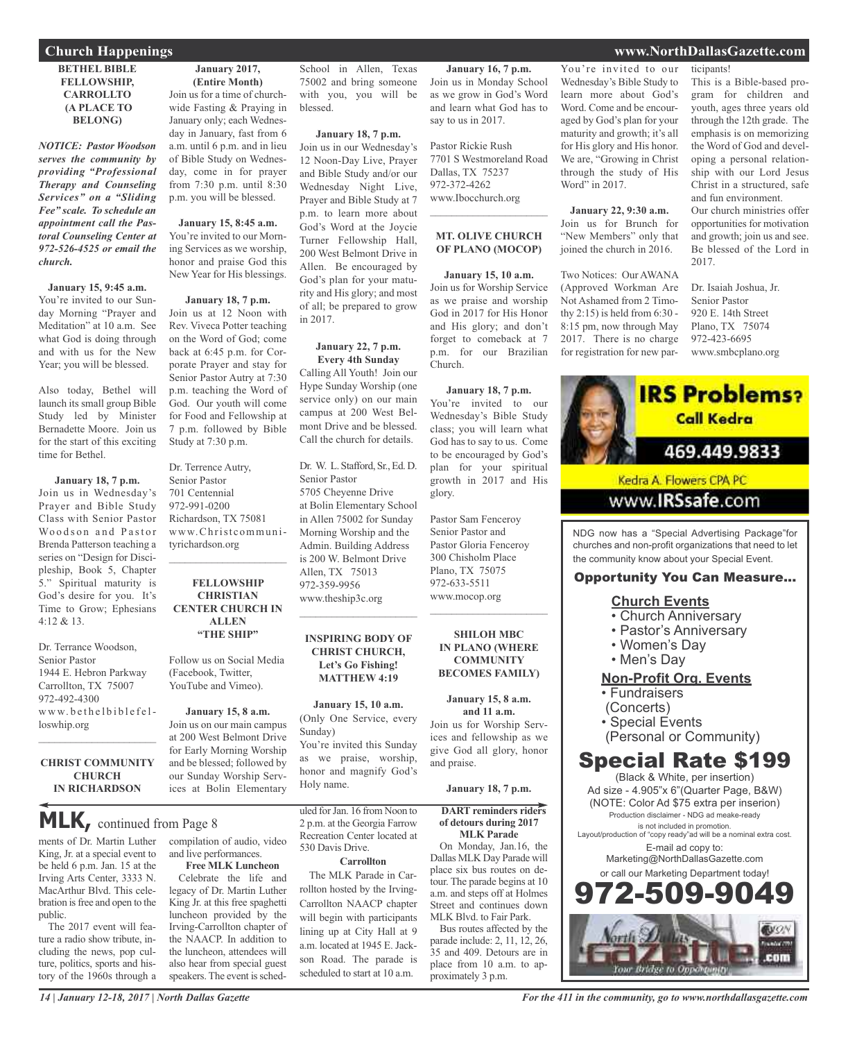## Church Happenings

### BETHEL BIBLE FELLOWSHIP, CARROLLTO (A PLACE TO BELONG)

***NOTICE: Pastor Woodson serves the community by providing "Professional Therapy and Counseling Services" on a "Sliding Fee" scale. To schedule an appointment call the Pastoral Counseling Center at 972-526-4525 or email the church.***

**January 15, 9:45 a.m.**
You're invited to our Sunday Morning "Prayer and Meditation" at 10 a.m. See what God is doing through and with us for the New Year; you will be blessed.

Also today, Bethel will launch its small group Bible Study led by Minister Bernadette Moore. Join us for the start of this exciting time for Bethel.

**January 18, 7 p.m.**
Join us in Wednesday's Prayer and Bible Study Class with Senior Pastor Woodson and Pastor Brenda Patterson teaching a series on "Design for Discipleship, Book 5, Chapter 5." Spiritual maturity is God's desire for you. It's Time to Grow; Ephesians 4:12 & 13.

Dr. Terrance Woodson,
Senior Pastor
1944 E. Hebron Parkway
Carrollton, TX 75007
972-492-4300
www.bethelbiblefelloswhip.org

---

### CHRIST COMMUNITY CHURCH IN RICHARDSON

**January 2017, (Entire Month)**
Join us for a time of churchwide Fasting & Praying in January only; each Wednesday in January, fast from 6 a.m. until 6 p.m. and in lieu of Bible Study on Wednesday, come in for prayer from 7:30 p.m. until 8:30 p.m. you will be blessed.

**January 15, 8:45 a.m.**
You're invited to our Morning Services as we worship, honor and praise God this New Year for His blessings.

**January 18, 7 p.m.**
Join us at 12 Noon with Rev. Viveca Potter teaching on the Word of God; come back at 6:45 p.m. for Corporate Prayer and stay for Senior Pastor Autry at 7:30 p.m. teaching the Word of God. Our youth will come for Food and Fellowship at 7 p.m. followed by Bible Study at 7:30 p.m.

Dr. Terrence Autry,
Senior Pastor
701 Centennial
972-991-0200
Richardson, TX 75081
www.Christcommunityrichardson.org

---

### FELLOWSHIP CHRISTIAN CENTER CHURCH IN ALLEN "THE SHIP"

Follow us on Social Media (Facebook, Twitter, YouTube and Vimeo).

**January 15, 8 a.m.**
Join us on our main campus at 200 West Belmont Drive for Early Morning Worship and be blessed; followed by our Sunday Worship Services at Bolin Elementary School in Allen, Texas 75002 and bring someone with you, you will be blessed.

**January 18, 7 p.m.**
Join us in our Wednesday's 12 Noon-Day Live, Prayer and Bible Study and/or our Wednesday Night Live, Prayer and Bible Study at 7 p.m. to learn more about God's Word at the Joycie Turner Fellowship Hall, 200 West Belmont Drive in Allen. Be encouraged by God's plan for your maturity and His glory; and most of all; be prepared to grow in 2017.

**January 22, 7 p.m. Every 4th Sunday**
Calling All Youth! Join our Hype Sunday Worship (one service only) on our main campus at 200 West Belmont Drive and be blessed. Call the church for details.

Dr. W. L. Stafford, Sr., Ed. D.
Senior Pastor
5705 Cheyenne Drive
at Bolin Elementary School in Allen 75002 for Sunday Morning Worship and the Admin. Building Address is 200 W. Belmont Drive
Allen, TX 75013
972-359-9956
www.theship3c.org

---

### INSPIRING BODY OF CHRIST CHURCH, Let's Go Fishing! MATTHEW 4:19

**January 15, 10 a.m.**
(Only One Service, every Sunday)
You're invited this Sunday as we praise, worship, honor and magnify God's Holy name.

**January 16, 7 p.m.**
Join us in Monday School as we grow in God's Word and learn what God has to say to us in 2017.

Pastor Rickie Rush
7701 S Westmoreland Road
Dallas, TX 75237
972-372-4262
www.Ibocchurch.org

---

### MT. OLIVE CHURCH OF PLANO (MOCOP)

**January 15, 10 a.m.**
Join us for Worship Service as we praise and worship God in 2017 for His Honor and His glory; and don't forget to comeback at 7 p.m. for our Brazilian Church.

**January 18, 7 p.m.**
You're invited to our Wednesday's Bible Study class; you will learn what God has to say to us. Come to be encouraged by God's plan for your spiritual growth in 2017 and His glory.

Pastor Sam Fenceroy
Senior Pastor and
Pastor Gloria Fenceroy
300 Chisholm Place
Plano, TX 75075
972-633-5511
www.mocop.org

---

### SHILOH MBC IN PLANO (WHERE COMMUNITY BECOMES FAMILY)

**January 15, 8 a.m. and 11 a.m.**
Join us for Worship Services and fellowship as we give God all glory, honor and praise.

**January 18, 7 p.m.**
You're invited to our Wednesday's Bible Study to learn more about God's Word. Come and be encouraged by God's plan for your maturity and growth; it's all for His glory and His honor. We are, "Growing in Christ through the study of His Word" in 2017.

**January 22, 9:30 a.m.**
Join us for Brunch for "New Members" only that joined the church in 2016.

Two Notices: Our AWANA (Approved Workman Are Not Ashamed from 2 Timothy 2:15) is held from 6:30 - 8:15 pm, now through May 2017. There is no charge for registration for new participants!
This is a Bible-based program for children and youth, ages three years old through the 12th grade. The emphasis is on memorizing the Word of God and developing a personal relationship with our Lord Jesus Christ in a structured, safe and fun environment.
Our church ministries offer opportunities for motivation and growth; join us and see. Be blessed of the Lord in 2017.

Dr. Isaiah Joshua, Jr.
Senior Pastor
920 E. 14th Street
Plano, TX 75074
972-423-6695
www.smbcplano.org

---

**IRS Problems? Call Kedra**
469.449.9833
Kedra A. Flowers CPA PC
www.IRSsafe.com

---

NDG now has a "Special Advertising Package" for churches and non-profit organizations that need to let the community know about your Special Event.

**Opportunity You Can Measure...**

**Church Events**
- Church Anniversary
- Pastor's Anniversary
- Women's Day
- Men's Day

**Non-Profit Org. Events**
- Fundraisers (Concerts)
- Special Events (Personal or Community)

**Special Rate $199**
(Black & White, per insertion)
Ad size - 4.905"x 6"(Quarter Page, B&W)
(NOTE: Color Ad $75 extra per inserion)
Production disclaimer - NDG ad meake-ready is not included in promotion.
Layout/production of "copy ready"ad will be a nominal extra cost.
E-mail ad copy to:
Marketing@NorthDallasGazette.com
or call our Marketing Department today!
**972-509-9049**

---

## MLK, continued from Page 8

ments of Dr. Martin Luther King, Jr. at a special event to be held 6 p.m. Jan. 15 at the Irving Arts Center, 3333 N. MacArthur Blvd. This celebration is free and open to the public.

The 2017 event will feature a radio show tribute, including the news, pop culture, politics, sports and history of the 1960s through a compilation of audio, video and live performances.

**Free MLK Luncheon**

Celebrate the life and legacy of Dr. Martin Luther King Jr. at this free spaghetti luncheon provided by the Irving-Carrollton chapter of the NAACP. In addition to the luncheon, attendees will also hear from special guest speakers. The event is scheduled for Jan. 16 from Noon to 2 p.m. at the Georgia Farrow Recreation Center located at 530 Davis Drive.

**Carrollton**

The MLK Parade in Carrollton hosted by the Irving-Carrollton NAACP chapter will begin with participants lining up at City Hall at 9 a.m. located at 1945 E. Jackson Road. The parade is scheduled to start at 10 a.m.

**DART reminders riders of detours during 2017 MLK Parade**

On Monday, Jan.16, the Dallas MLK Day Parade will place six bus routes on detour. The parade begins at 10 a.m. and steps off at Holmes Street and continues down MLK Blvd. to Fair Park.

Bus routes affected by the parade include: 2, 11, 12, 26, 35 and 409. Detours are in place from 10 a.m. to approximately 3 p.m.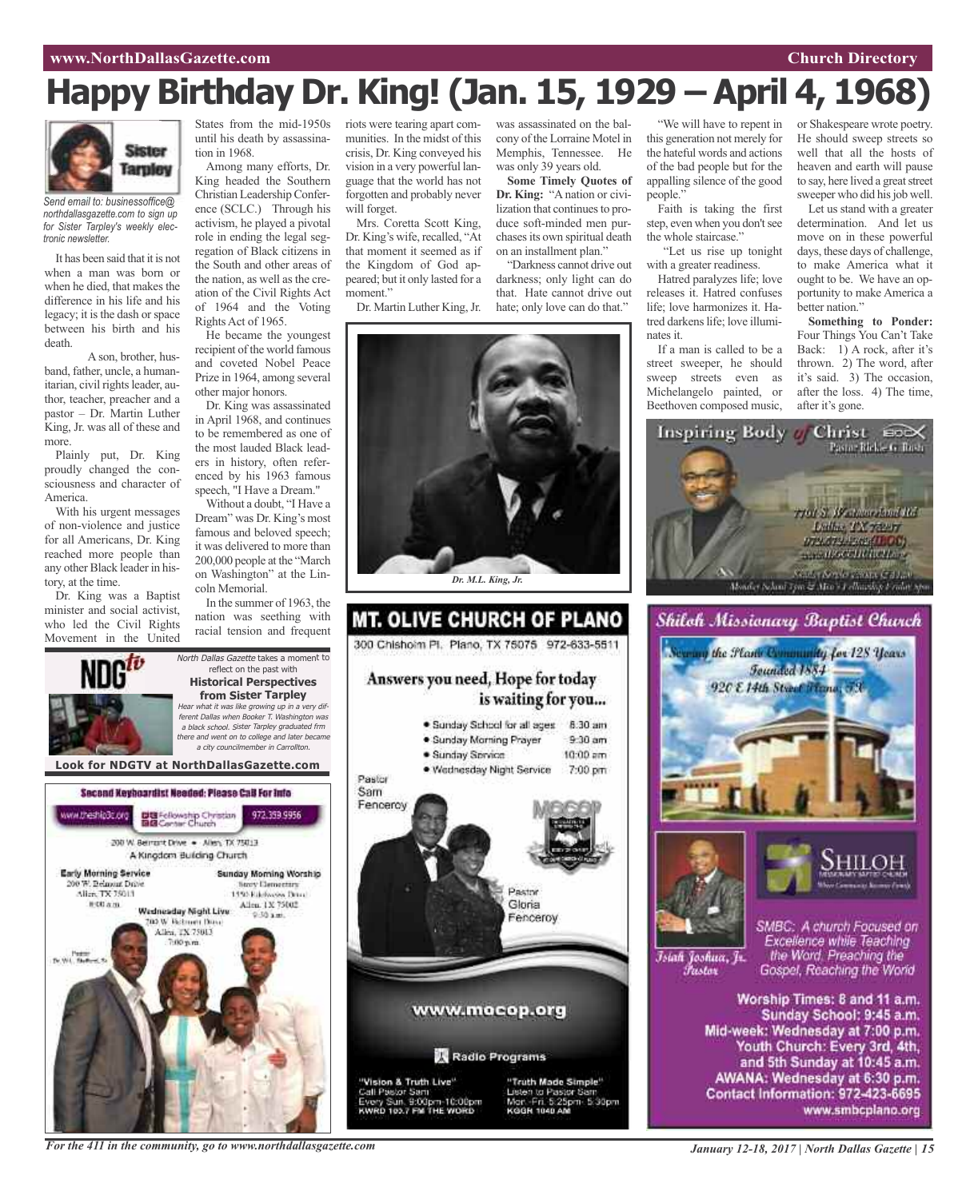# Happy Birthday Dr. King! (Jan. 15, 1929 – April 4, 1968)

Sister Tarpley

*Send email to: businessoffice@northdallasgazette.com to sign up for Sister Tarpley's weekly electronic newsletter.*

It has been said that it is not when a man was born or when he died, that makes the difference in his life and his legacy; it is the dash or space between his birth and his death.

A son, brother, husband, father, uncle, a humanitarian, civil rights leader, author, teacher, preacher and a pastor – Dr. Martin Luther King, Jr. was all of these and more.

Plainly put, Dr. King proudly changed the consciousness and character of America.

With his urgent messages of non-violence and justice for all Americans, Dr. King reached more people than any other Black leader in history, at the time.

Dr. King was a Baptist minister and social activist, who led the Civil Rights Movement in the United States from the mid-1950s until his death by assassination in 1968.

Among many efforts, Dr. King headed the Southern Christian Leadership Conference (SCLC.) Through his activism, he played a pivotal role in ending the legal segregation of Black citizens in the South and other areas of the nation, as well as the creation of the Civil Rights Act of 1964 and the Voting Rights Act of 1965.

He became the youngest recipient of the world famous and coveted Nobel Peace Prize in 1964, among several other major honors.

Dr. King was assassinated in April 1968, and continues to be remembered as one of the most lauded Black leaders in history, often referenced by his 1963 famous speech, "I Have a Dream."

Without a doubt, "I Have a Dream" was Dr. King's most famous and beloved speech; it was delivered to more than 200,000 people at the "March on Washington" at the Lincoln Memorial.

In the summer of 1963, the nation was seething with racial tension and frequent riots were tearing apart communities. In the midst of this crisis, Dr. King conveyed his vision in a very powerful language that the world has not forgotten and probably never will forget.

Mrs. Coretta Scott King, Dr. King's wife, recalled, "At that moment it seemed as if the Kingdom of God appeared; but it only lasted for a moment."

Dr. Martin Luther King, Jr. was assassinated on the balcony of the Lorraine Motel in Memphis, Tennessee. He was only 39 years old.

**Some Timely Quotes of Dr. King:** "A nation or civilization that continues to produce soft-minded men purchases its own spiritual death on an installment plan."

"Darkness cannot drive out darkness; only light can do that. Hate cannot drive out hate; only love can do that."

"We will have to repent in this generation not merely for the hateful words and actions of the bad people but for the appalling silence of the good people."

Faith is taking the first step, even when you don't see the whole staircase."

"Let us rise up tonight with a greater readiness.

Hatred paralyzes life; love releases it. Hatred confuses life; love harmonizes it. Hatred darkens life; love illuminates it.

If a man is called to be a street sweeper, he should sweep streets even as Michelangelo painted, or Beethoven composed music, or Shakespeare wrote poetry. He should sweep streets so well that all the hosts of heaven and earth will pause to say, here lived a great street sweeper who did his job well.

Let us stand with a greater determination. And let us move on in these powerful days, these days of challenge, to make America what it ought to be. We have an opportunity to make America a better nation."

**Something to Ponder:** Four Things You Can't Take Back: 1) A rock, after it's thrown. 2) The word, after it's said. 3) The occasion, after the loss. 4) The time, after it's gone.

*Dr. M.L. King, Jr.*

---

NDGtv

*North Dallas Gazette* takes a moment to reflect on the past with

**Historical Perspectives from Sister Tarpley**

*Hear what it was like growing up in a very different Dallas when Booker T. Washington was a black school. Sister Tarpley graduated frm there and went on to college and later became a city councilmember in Carrollton.*

**Look for NDGTV at NorthDallasGazette.com**

---

**Second Keyboardist Needed: Please Call For Info**

www.theship3c.org | Fellowship Christian Center Church | 972.359.9956

200 W. Belmont Drive • Allen, TX 75013

A Kingdom Building Church

Early Morning Service: 200 W. Belmont Drive, Allen, TX 75013, 8:00 a.m.

Sunday Morning Worship: Story Elementary, 1550 Edelweiss Drive, Allen, TX 75002, 9:30 a.m.

Wednesday Night Live: 200 W. Belmont Drive, Allen, TX 75013, 7:00 p.m.

Pastor Dr. W.L. Stafford, Sr.

---

## MT. OLIVE CHURCH OF PLANO

300 Chisholm Pl. Plano, TX 75075 972-633-5511

Answers you need, Hope for today is waiting for you...

- Sunday School for all ages 8:30 am
- Sunday Morning Prayer 9:30 am
- Sunday Service 10:00 am
- Wednesday Night Service 7:00 pm

Pastor Sam Fenceroy

Pastor Gloria Fenceroy

www.mocop.org

Radio Programs

"Vision & Truth Live" Call Pastor Sam Every Sun. 9:00pm-10:00pm KWRD 100.7 FM THE WORD

"Truth Made Simple" Listen to Pastor Sam Mon.-Fri. 5:25pm- 5:30pm KGGR 1040 AM

---

Inspiring Body of Christ

Pastor Rickie G. Rush

7701 S. Westmoreland Rd. Dallas, TX 75237

---

## Shiloh Missionary Baptist Church

Serving the Plano Community for 128 Years

Founded 1884

920 E 14th Street Plano, TX

Isiah Joshua, Jr. Pastor

SHILOH MISSIONARY BAPTIST CHURCH

SMBC: A church Focused on Excellence while Teaching the Word. Preaching the Gospel, Reaching the World

Worship Times: 8 and 11 a.m.
Sunday School: 9:45 a.m.
Mid-week: Wednesday at 7:00 p.m.
Youth Church: Every 3rd, 4th, and 5th Sunday at 10:45 a.m.
AWANA: Wednesday at 6:30 p.m.
Contact Information: 972-423-6695
www.smbcplano.org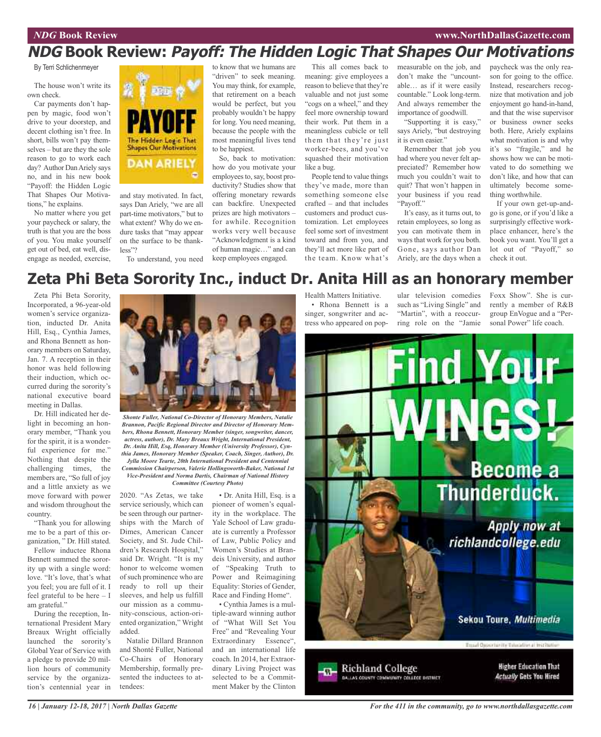# NDG Book Review: *Payoff: The Hidden Logic That Shapes Our Motivations*

By Terri Schlichenmeyer

The house won't write its own check.

Car payments don't happen by magic, food won't drive to your doorstep, and decent clothing isn't free. In short, bills won't pay themselves – but are they the sole reason to go to work each day? Author Dan Ariely says no, and in his new book "Payoff: the Hidden Logic That Shapes Our Motivations," he explains.

No matter where you get your paycheck or salary, the truth is that you are the boss of you. You make yourself get out of bed, eat well, disengage as needed, exercise, and stay motivated. In fact, says Dan Ariely, "we are all part-time motivators," but to what extent? Why do we endure tasks that "may appear on the surface to be thankless"?

To understand, you need to know that we humans are "driven" to seek meaning. You may think, for example, that retirement on a beach would be perfect, but you probably wouldn't be happy for long. You need meaning, because the people with the most meaningful lives tend to be happiest.

So, back to motivation: how do you motivate your employees to, say, boost productivity? Studies show that offering monetary rewards can backfire. Unexpected prizes are high motivators – for awhile. Recognition works very well because "Acknowledgment is a kind of human magic…" and can keep employees engaged.

This all comes back to meaning: give employees a reason to believe that they're valuable and not just some "cogs on a wheel," and they feel more ownership toward their work. Put them in a meaningless cubicle or tell them that they're just worker-bees, and you've squashed their motivation like a bug.

People tend to value things they've made, more than something someone else crafted – and that includes customers and product customization. Let employees feel some sort of investment toward and from you, and they'll act more like part of the team. Know what's measurable on the job, and don't make the "uncountable… as if it were easily countable." Look long-term. And always remember the importance of goodwill.

"Supporting it is easy," says Ariely, "but destroying it is even easier."

Remember that job you had where you never felt appreciated? Remember how much you couldn't wait to quit? That won't happen in your business if you read "Payoff."

It's easy, as it turns out, to retain employees, so long as you can motivate them in ways that work for you both. Gone, says author Dan Ariely, are the days when a paycheck was the only reason for going to the office. Instead, researchers recognize that motivation and job enjoyment go hand-in-hand, and that the wise supervisor or business owner seeks both. Here, Ariely explains what motivation is and why it's so "fragile," and he shows how we can be motivated to do something we don't like, and how that can ultimately become something worthwhile.

If your own get-up-and-go is gone, or if you'd like a surprisingly effective workplace enhancer, here's the book you want. You'll get a lot out of "Payoff," so check it out.

# Zeta Phi Beta Sorority Inc., induct Dr. Anita Hill as an honorary member

Zeta Phi Beta Sorority, Incorporated, a 96-year-old women's service organization, inducted Dr. Anita Hill, Esq., Cynthia James, and Rhona Bennett as honorary members on Saturday, Jan. 7. A reception in their honor was held following their induction, which occurred during the sorority's national executive board meeting in Dallas.

Dr. Hill indicated her delight in becoming an honorary member, "Thank you for the spirit, it is a wonderful experience for me." Nothing that despite the challenging times, the members are, "So full of joy and a little anxiety as we move forward with power and wisdom throughout the country.

"Thank you for allowing me to be a part of this organization, " Dr. Hill stated.

Fellow inductee Rhona Bennett summed the sorority up with a single word: love. "It's love, that's what you feel; you are full of it. I feel grateful to be here – I am grateful."

During the reception, International President Mary Breaux Wright officially launched the sorority's Global Year of Service with a pledge to provide 20 million hours of community service by the organization's centennial year in 2020. "As Zetas, we take service seriously, which can be seen through our partnerships with the March of Dimes, American Cancer Society, and St. Jude Children's Research Hospital," said Dr. Wright. "It is my honor to welcome women of such prominence who are ready to roll up their sleeves, and help us fulfill our mission as a community-conscious, action-oriented organization," Wright added.

*Shonte Fuller, National Co-Director of Honorary Members, Natalie Brannon, Pacific Regional Director and Director of Honorary Members, Rhona Bennett, Honorary Member (singer, songwriter, dancer, actress, author), Dr. Mary Breaux Wright, International President, Dr. Anita Hill, Esq, Honorary Member (University Professor), Cynthia James, Honorary Member (Speaker, Coach, Singer, Author), Dr. Jylla Moore Tearte, 20th International President and Centennial Commission Chairperson, Valerie Hollingsworth-Baker, National 1st Vice-President and Norma Dartis, Chairman of National History Committee (Courtesy Photo)*

Natalie Dillard Brannon and Shonté Fuller, National Co-Chairs of Honorary Membership, formally presented the inductees to attendees:

• Dr. Anita Hill, Esq. is a pioneer of women's equality in the workplace. The Yale School of Law graduate is currently a Professor of Law, Public Policy and Women's Studies at Brandeis University, and author of "Speaking Truth to Power and Reimagining Equality: Stories of Gender, Race and Finding Home".

• Cynthia James is a multiple-award winning author of "What Will Set You Free" and "Revealing Your Extraordinary Essence", and an international life coach. In 2014, her Extraordinary Living Project was selected to be a Commitment Maker by the Clinton Health Matters Initiative.

• Rhona Bennett is a singer, songwriter and actress who appeared on popular television comedies such as "Living Single" and "Martin", with a reoccurring role on the "Jamie Foxx Show". She is currently a member of R&B group EnVogue and a "Personal Power" life coach.

Find Your WINGS!
Become a Thunderduck.
Apply now at richlandcollege.edu
Sekou Toure, Multimedia
Equal Opportunity Educational Institution
Richland College
DALLAS COUNTY COMMUNITY COLLEGE DISTRICT
Higher Education That Actually Gets You Hired